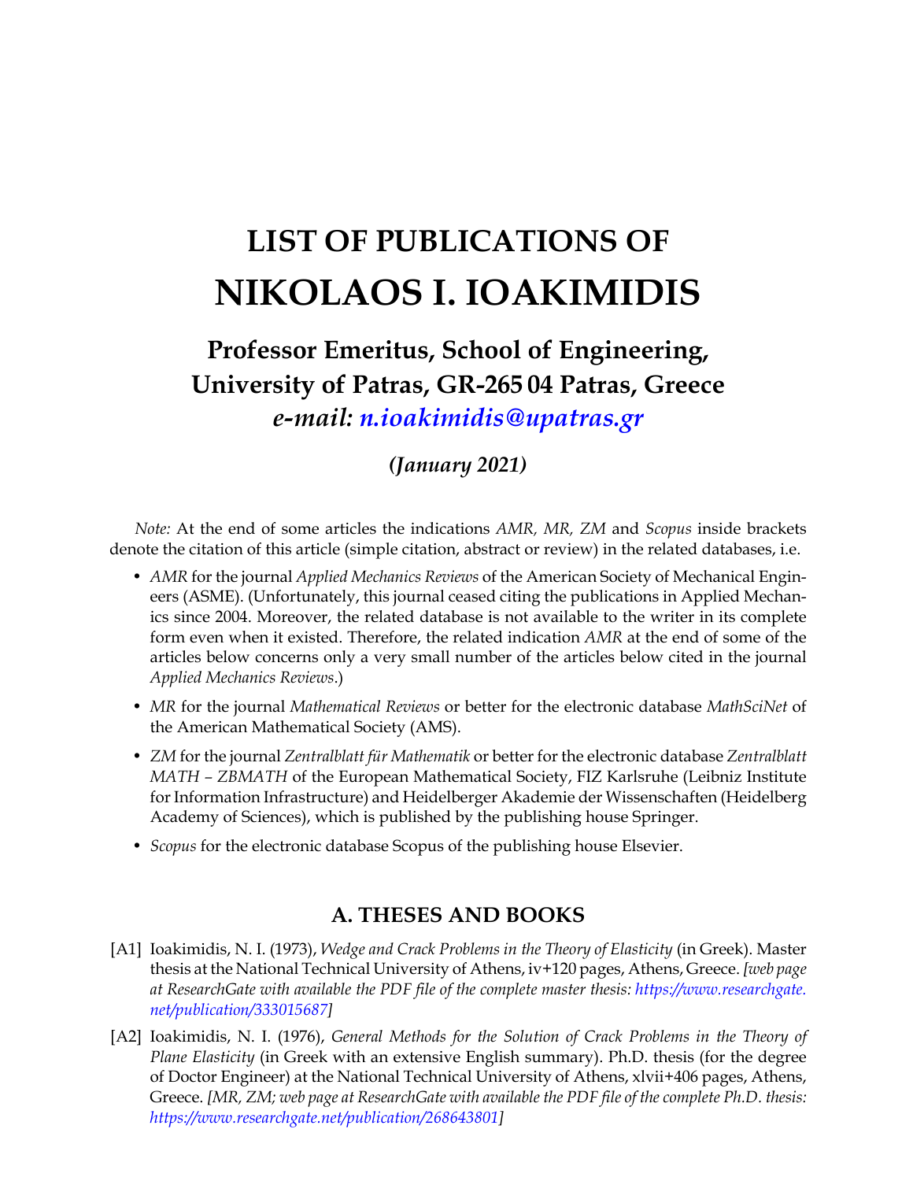# LIST OF PUBLICATIONS OF
# NIKOLAOS I. IOAKIMIDIS

## Professor Emeritus, School of Engineering, University of Patras, GR-265 04 Patras, Greece
## *e-mail: n.ioakimidis@upatras.gr*

### *(January 2021)*

*Note:* At the end of some articles the indications *AMR, MR, ZM* and *Scopus* inside brackets denote the citation of this article (simple citation, abstract or review) in the related databases, i.e.

- *AMR* for the journal *Applied Mechanics Reviews* of the American Society of Mechanical Engineers (ASME). (Unfortunately, this journal ceased citing the publications in Applied Mechanics since 2004. Moreover, the related database is not available to the writer in its complete form even when it existed. Therefore, the related indication *AMR* at the end of some of the articles below concerns only a very small number of the articles below cited in the journal *Applied Mechanics Reviews*.)
- *MR* for the journal *Mathematical Reviews* or better for the electronic database *MathSciNet* of the American Mathematical Society (AMS).
- *ZM* for the journal *Zentralblatt für Mathematik* or better for the electronic database *Zentralblatt MATH – ZBMATH* of the European Mathematical Society, FIZ Karlsruhe (Leibniz Institute for Information Infrastructure) and Heidelberger Akademie der Wissenschaften (Heidelberg Academy of Sciences), which is published by the publishing house Springer.
- *Scopus* for the electronic database Scopus of the publishing house Elsevier.

## A. THESES AND BOOKS

[A1] Ioakimidis, N. I. (1973), *Wedge and Crack Problems in the Theory of Elasticity* (in Greek). Master thesis at the National Technical University of Athens, iv+120 pages, Athens, Greece. *[web page at ResearchGate with available the PDF file of the complete master thesis: https://www.researchgate.net/publication/333015687]*

[A2] Ioakimidis, N. I. (1976), *General Methods for the Solution of Crack Problems in the Theory of Plane Elasticity* (in Greek with an extensive English summary). Ph.D. thesis (for the degree of Doctor Engineer) at the National Technical University of Athens, xlvii+406 pages, Athens, Greece. *[MR, ZM; web page at ResearchGate with available the PDF file of the complete Ph.D. thesis: https://www.researchgate.net/publication/268643801]*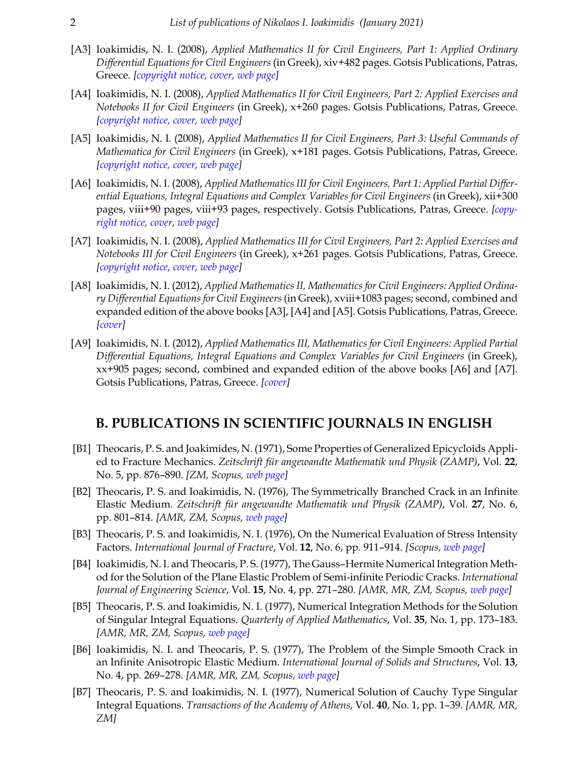[A3] Ioakimidis, N. I. (2008), *Applied Mathematics II for Civil Engineers, Part 1: Applied Ordinary Differential Equations for Civil Engineers* (in Greek), xiv+482 pages. Gotsis Publications, Patras, Greece. *[copyright notice, cover, web page]*

[A4] Ioakimidis, N. I. (2008), *Applied Mathematics II for Civil Engineers, Part 2: Applied Exercises and Notebooks II for Civil Engineers* (in Greek), x+260 pages. Gotsis Publications, Patras, Greece. *[copyright notice, cover, web page]*

[A5] Ioakimidis, N. I. (2008), *Applied Mathematics II for Civil Engineers, Part 3: Useful Commands of Mathematica for Civil Engineers* (in Greek), x+181 pages. Gotsis Publications, Patras, Greece. *[copyright notice, cover, web page]*

[A6] Ioakimidis, N. I. (2008), *Applied Mathematics III for Civil Engineers, Part 1: Applied Partial Differential Equations, Integral Equations and Complex Variables for Civil Engineers* (in Greek), xii+300 pages, viii+90 pages, viii+93 pages, respectively. Gotsis Publications, Patras, Greece. *[copyright notice, cover, web page]*

[A7] Ioakimidis, N. I. (2008), *Applied Mathematics III for Civil Engineers, Part 2: Applied Exercises and Notebooks III for Civil Engineers* (in Greek), x+261 pages. Gotsis Publications, Patras, Greece. *[copyright notice, cover, web page]*

[A8] Ioakimidis, N. I. (2012), *Applied Mathematics II, Mathematics for Civil Engineers: Applied Ordinary Differential Equations for Civil Engineers* (in Greek), xviii+1083 pages; second, combined and expanded edition of the above books [A3], [A4] and [A5]. Gotsis Publications, Patras, Greece. *[cover]*

[A9] Ioakimidis, N. I. (2012), *Applied Mathematics III, Mathematics for Civil Engineers: Applied Partial Differential Equations, Integral Equations and Complex Variables for Civil Engineers* (in Greek), xx+905 pages; second, combined and expanded edition of the above books [A6] and [A7]. Gotsis Publications, Patras, Greece. *[cover]*

## B. PUBLICATIONS IN SCIENTIFIC JOURNALS IN ENGLISH

[B1] Theocaris, P. S. and Joakimides, N. (1971), Some Properties of Generalized Epicycloids Applied to Fracture Mechanics. *Zeitschrift für angewandte Mathematik und Physik (ZAMP)*, Vol. **22**, No. 5, pp. 876–890. *[ZM, Scopus, web page]*

[B2] Theocaris, P. S. and Ioakimidis, N. (1976), The Symmetrically Branched Crack in an Infinite Elastic Medium. *Zeitschrift für angewandte Mathematik und Physik (ZAMP)*, Vol. **27**, No. 6, pp. 801–814. *[AMR, ZM, Scopus, web page]*

[B3] Theocaris, P. S. and Ioakimidis, N. I. (1976), On the Numerical Evaluation of Stress Intensity Factors. *International Journal of Fracture*, Vol. **12**, No. 6, pp. 911–914. *[Scopus, web page]*

[B4] Ioakimidis, N. I. and Theocaris, P. S. (1977), The Gauss–Hermite Numerical Integration Method for the Solution of the Plane Elastic Problem of Semi-infinite Periodic Cracks. *International Journal of Engineering Science*, Vol. **15**, No. 4, pp. 271–280. *[AMR, MR, ZM, Scopus, web page]*

[B5] Theocaris, P. S. and Ioakimidis, N. I. (1977), Numerical Integration Methods for the Solution of Singular Integral Equations. *Quarterly of Applied Mathematics*, Vol. **35**, No. 1, pp. 173–183. *[AMR, MR, ZM, Scopus, web page]*

[B6] Ioakimidis, N. I. and Theocaris, P. S. (1977), The Problem of the Simple Smooth Crack in an Infinite Anisotropic Elastic Medium. *International Journal of Solids and Structures*, Vol. **13**, No. 4, pp. 269–278. *[AMR, MR, ZM, Scopus, web page]*

[B7] Theocaris, P. S. and Ioakimidis, N. I. (1977), Numerical Solution of Cauchy Type Singular Integral Equations. *Transactions of the Academy of Athens*, Vol. **40**, No. 1, pp. 1–39. *[AMR, MR, ZM]*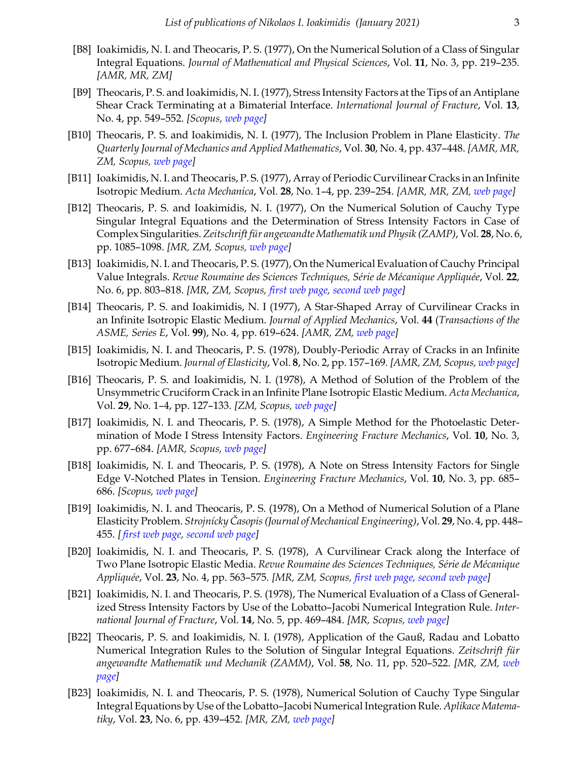[B8] Ioakimidis, N. I. and Theocaris, P. S. (1977), On the Numerical Solution of a Class of Singular Integral Equations. *Journal of Mathematical and Physical Sciences*, Vol. **11**, No. 3, pp. 219–235. *[AMR, MR, ZM]*

[B9] Theocaris, P. S. and Ioakimidis, N. I. (1977), Stress Intensity Factors at the Tips of an Antiplane Shear Crack Terminating at a Bimaterial Interface. *International Journal of Fracture*, Vol. **13**, No. 4, pp. 549–552. *[Scopus, web page]*

[B10] Theocaris, P. S. and Ioakimidis, N. I. (1977), The Inclusion Problem in Plane Elasticity. *The Quarterly Journal of Mechanics and Applied Mathematics*, Vol. **30**, No. 4, pp. 437–448. *[AMR, MR, ZM, Scopus, web page]*

[B11] Ioakimidis, N. I. and Theocaris, P. S. (1977), Array of Periodic Curvilinear Cracks in an Infinite Isotropic Medium. *Acta Mechanica*, Vol. **28**, No. 1–4, pp. 239–254. *[AMR, MR, ZM, web page]*

[B12] Theocaris, P. S. and Ioakimidis, N. I. (1977), On the Numerical Solution of Cauchy Type Singular Integral Equations and the Determination of Stress Intensity Factors in Case of Complex Singularities. *Zeitschrift für angewandte Mathematik und Physik (ZAMP)*, Vol. **28**, No. 6, pp. 1085–1098. *[MR, ZM, Scopus, web page]*

[B13] Ioakimidis, N. I. and Theocaris, P. S. (1977), On the Numerical Evaluation of Cauchy Principal Value Integrals. *Revue Roumaine des Sciences Techniques, Série de Mécanique Appliquée*, Vol. **22**, No. 6, pp. 803–818. *[MR, ZM, Scopus, first web page, second web page]*

[B14] Theocaris, P. S. and Ioakimidis, N. I (1977), A Star-Shaped Array of Curvilinear Cracks in an Infinite Isotropic Elastic Medium. *Journal of Applied Mechanics*, Vol. **44** (*Transactions of the ASME, Series E*, Vol. **99**), No. 4, pp. 619–624. *[AMR, ZM, web page]*

[B15] Ioakimidis, N. I. and Theocaris, P. S. (1978), Doubly-Periodic Array of Cracks in an Infinite Isotropic Medium. *Journal of Elasticity*, Vol. **8**, No. 2, pp. 157–169. *[AMR, ZM, Scopus, web page]*

[B16] Theocaris, P. S. and Ioakimidis, N. I. (1978), A Method of Solution of the Problem of the Unsymmetric Cruciform Crack in an Infinite Plane Isotropic Elastic Medium. *Acta Mechanica*, Vol. **29**, No. 1–4, pp. 127–133. *[ZM, Scopus, web page]*

[B17] Ioakimidis, N. I. and Theocaris, P. S. (1978), A Simple Method for the Photoelastic Determination of Mode I Stress Intensity Factors. *Engineering Fracture Mechanics*, Vol. **10**, No. 3, pp. 677–684. *[AMR, Scopus, web page]*

[B18] Ioakimidis, N. I. and Theocaris, P. S. (1978), A Note on Stress Intensity Factors for Single Edge V-Notched Plates in Tension. *Engineering Fracture Mechanics*, Vol. **10**, No. 3, pp. 685–686. *[Scopus, web page]*

[B19] Ioakimidis, N. I. and Theocaris, P. S. (1978), On a Method of Numerical Solution of a Plane Elasticity Problem. *Strojnícky Časopis (Journal of Mechanical Engineering)*, Vol. **29**, No. 4, pp. 448–455. *[first web page, second web page]*

[B20] Ioakimidis, N. I. and Theocaris, P. S. (1978), A Curvilinear Crack along the Interface of Two Plane Isotropic Elastic Media. *Revue Roumaine des Sciences Techniques, Série de Mécanique Appliquée*, Vol. **23**, No. 4, pp. 563–575. *[MR, ZM, Scopus, first web page, second web page]*

[B21] Ioakimidis, N. I. and Theocaris, P. S. (1978), The Numerical Evaluation of a Class of Generalized Stress Intensity Factors by Use of the Lobatto–Jacobi Numerical Integration Rule. *International Journal of Fracture*, Vol. **14**, No. 5, pp. 469–484. *[MR, Scopus, web page]*

[B22] Theocaris, P. S. and Ioakimidis, N. I. (1978), Application of the Gauß, Radau and Lobatto Numerical Integration Rules to the Solution of Singular Integral Equations. *Zeitschrift für angewandte Mathematik und Mechanik (ZAMM)*, Vol. **58**, No. 11, pp. 520–522. *[MR, ZM, web page]*

[B23] Ioakimidis, N. I. and Theocaris, P. S. (1978), Numerical Solution of Cauchy Type Singular Integral Equations by Use of the Lobatto–Jacobi Numerical Integration Rule. *Aplikace Matematiky*, Vol. **23**, No. 6, pp. 439–452. *[MR, ZM, web page]*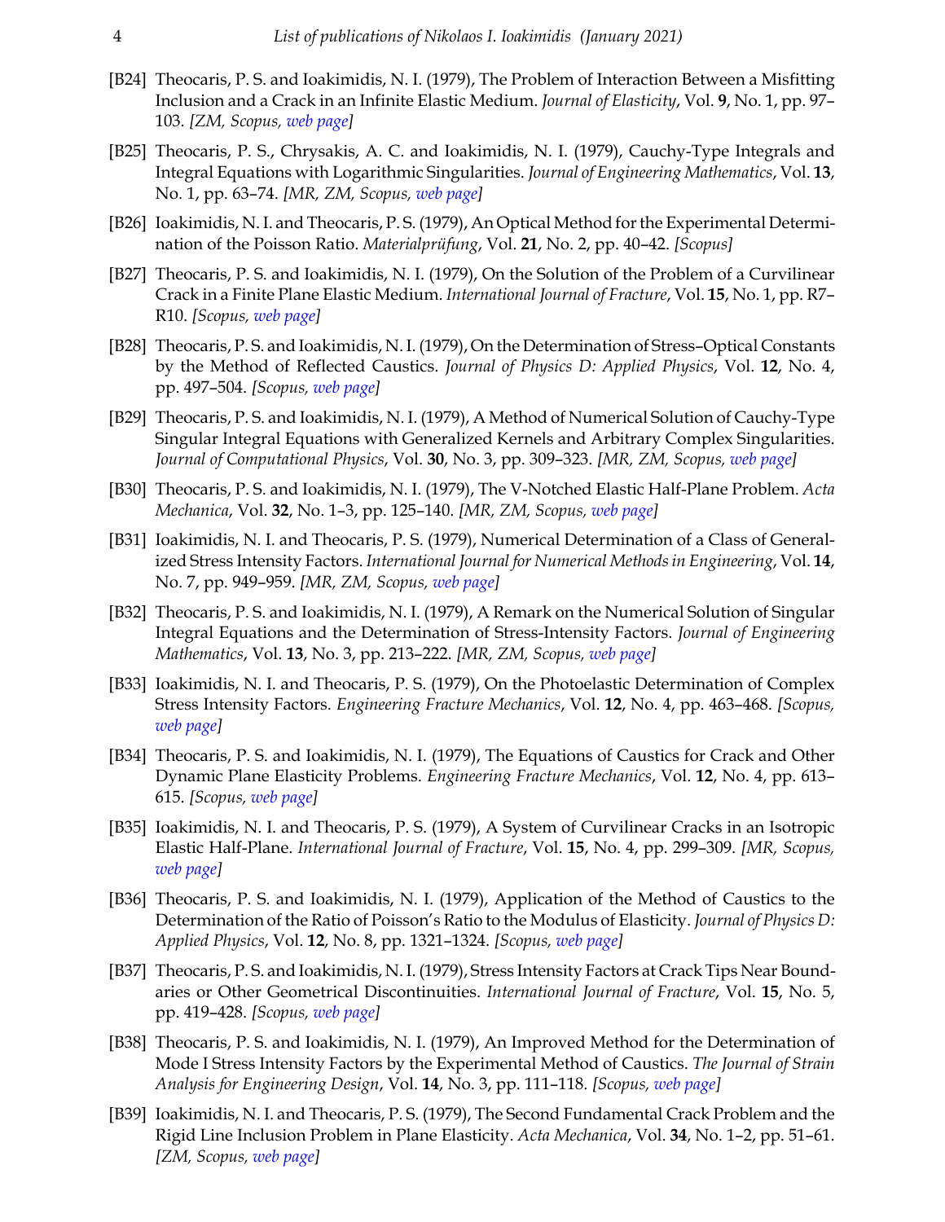[B24] Theocaris, P. S. and Ioakimidis, N. I. (1979), The Problem of Interaction Between a Misfitting Inclusion and a Crack in an Infinite Elastic Medium. *Journal of Elasticity*, Vol. **9**, No. 1, pp. 97–103. *[ZM, Scopus, web page]*

[B25] Theocaris, P. S., Chrysakis, A. C. and Ioakimidis, N. I. (1979), Cauchy-Type Integrals and Integral Equations with Logarithmic Singularities. *Journal of Engineering Mathematics*, Vol. **13**, No. 1, pp. 63–74. *[MR, ZM, Scopus, web page]*

[B26] Ioakimidis, N. I. and Theocaris, P. S. (1979), An Optical Method for the Experimental Determination of the Poisson Ratio. *Materialprüfung*, Vol. **21**, No. 2, pp. 40–42. *[Scopus]*

[B27] Theocaris, P. S. and Ioakimidis, N. I. (1979), On the Solution of the Problem of a Curvilinear Crack in a Finite Plane Elastic Medium. *International Journal of Fracture*, Vol. **15**, No. 1, pp. R7–R10. *[Scopus, web page]*

[B28] Theocaris, P. S. and Ioakimidis, N. I. (1979), On the Determination of Stress–Optical Constants by the Method of Reflected Caustics. *Journal of Physics D: Applied Physics*, Vol. **12**, No. 4, pp. 497–504. *[Scopus, web page]*

[B29] Theocaris, P. S. and Ioakimidis, N. I. (1979), A Method of Numerical Solution of Cauchy-Type Singular Integral Equations with Generalized Kernels and Arbitrary Complex Singularities. *Journal of Computational Physics*, Vol. **30**, No. 3, pp. 309–323. *[MR, ZM, Scopus, web page]*

[B30] Theocaris, P. S. and Ioakimidis, N. I. (1979), The V-Notched Elastic Half-Plane Problem. *Acta Mechanica*, Vol. **32**, No. 1–3, pp. 125–140. *[MR, ZM, Scopus, web page]*

[B31] Ioakimidis, N. I. and Theocaris, P. S. (1979), Numerical Determination of a Class of Generalized Stress Intensity Factors. *International Journal for Numerical Methods in Engineering*, Vol. **14**, No. 7, pp. 949–959. *[MR, ZM, Scopus, web page]*

[B32] Theocaris, P. S. and Ioakimidis, N. I. (1979), A Remark on the Numerical Solution of Singular Integral Equations and the Determination of Stress-Intensity Factors. *Journal of Engineering Mathematics*, Vol. **13**, No. 3, pp. 213–222. *[MR, ZM, Scopus, web page]*

[B33] Ioakimidis, N. I. and Theocaris, P. S. (1979), On the Photoelastic Determination of Complex Stress Intensity Factors. *Engineering Fracture Mechanics*, Vol. **12**, No. 4, pp. 463–468. *[Scopus, web page]*

[B34] Theocaris, P. S. and Ioakimidis, N. I. (1979), The Equations of Caustics for Crack and Other Dynamic Plane Elasticity Problems. *Engineering Fracture Mechanics*, Vol. **12**, No. 4, pp. 613–615. *[Scopus, web page]*

[B35] Ioakimidis, N. I. and Theocaris, P. S. (1979), A System of Curvilinear Cracks in an Isotropic Elastic Half-Plane. *International Journal of Fracture*, Vol. **15**, No. 4, pp. 299–309. *[MR, Scopus, web page]*

[B36] Theocaris, P. S. and Ioakimidis, N. I. (1979), Application of the Method of Caustics to the Determination of the Ratio of Poisson's Ratio to the Modulus of Elasticity. *Journal of Physics D: Applied Physics*, Vol. **12**, No. 8, pp. 1321–1324. *[Scopus, web page]*

[B37] Theocaris, P. S. and Ioakimidis, N. I. (1979), Stress Intensity Factors at Crack Tips Near Boundaries or Other Geometrical Discontinuities. *International Journal of Fracture*, Vol. **15**, No. 5, pp. 419–428. *[Scopus, web page]*

[B38] Theocaris, P. S. and Ioakimidis, N. I. (1979), An Improved Method for the Determination of Mode I Stress Intensity Factors by the Experimental Method of Caustics. *The Journal of Strain Analysis for Engineering Design*, Vol. **14**, No. 3, pp. 111–118. *[Scopus, web page]*

[B39] Ioakimidis, N. I. and Theocaris, P. S. (1979), The Second Fundamental Crack Problem and the Rigid Line Inclusion Problem in Plane Elasticity. *Acta Mechanica*, Vol. **34**, No. 1–2, pp. 51–61. *[ZM, Scopus, web page]*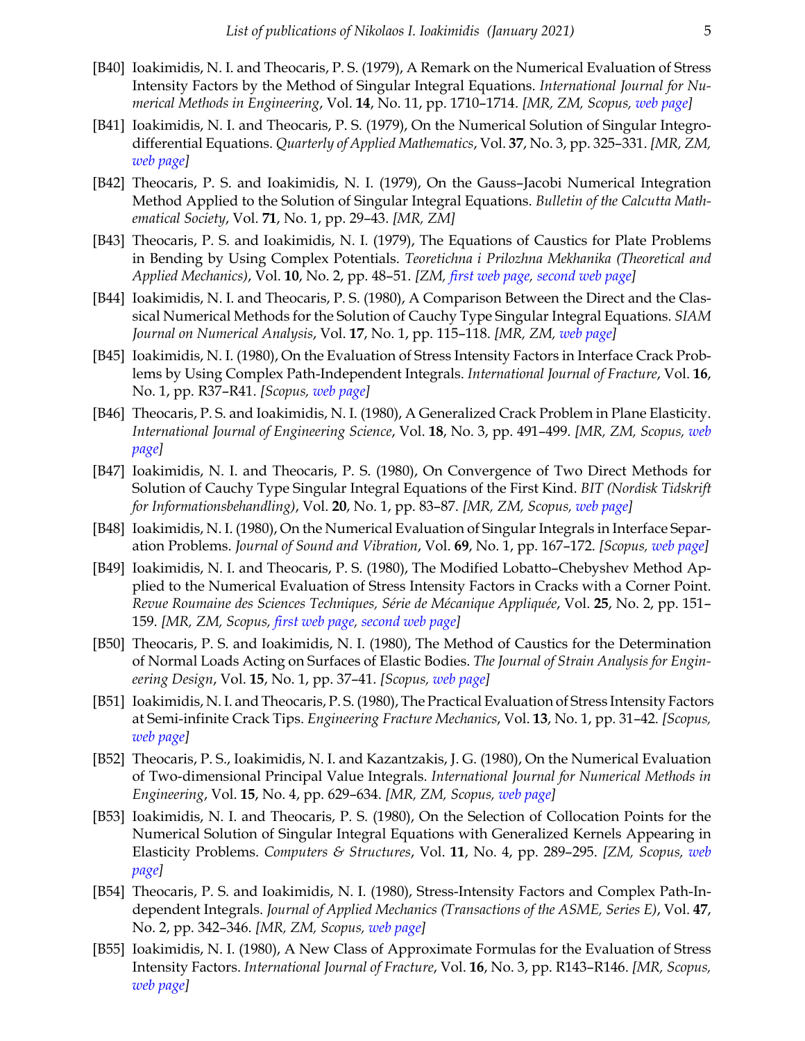[B40] Ioakimidis, N. I. and Theocaris, P. S. (1979), A Remark on the Numerical Evaluation of Stress Intensity Factors by the Method of Singular Integral Equations. *International Journal for Numerical Methods in Engineering*, Vol. **14**, No. 11, pp. 1710–1714. *[MR, ZM, Scopus, web page]*

[B41] Ioakimidis, N. I. and Theocaris, P. S. (1979), On the Numerical Solution of Singular Integrodifferential Equations. *Quarterly of Applied Mathematics*, Vol. **37**, No. 3, pp. 325–331. *[MR, ZM, web page]*

[B42] Theocaris, P. S. and Ioakimidis, N. I. (1979), On the Gauss–Jacobi Numerical Integration Method Applied to the Solution of Singular Integral Equations. *Bulletin of the Calcutta Mathematical Society*, Vol. **71**, No. 1, pp. 29–43. *[MR, ZM]*

[B43] Theocaris, P. S. and Ioakimidis, N. I. (1979), The Equations of Caustics for Plate Problems in Bending by Using Complex Potentials. *Teoretichna i Prilozhna Mekhanika (Theoretical and Applied Mechanics)*, Vol. **10**, No. 2, pp. 48–51. *[ZM, first web page, second web page]*

[B44] Ioakimidis, N. I. and Theocaris, P. S. (1980), A Comparison Between the Direct and the Classical Numerical Methods for the Solution of Cauchy Type Singular Integral Equations. *SIAM Journal on Numerical Analysis*, Vol. **17**, No. 1, pp. 115–118. *[MR, ZM, web page]*

[B45] Ioakimidis, N. I. (1980), On the Evaluation of Stress Intensity Factors in Interface Crack Problems by Using Complex Path-Independent Integrals. *International Journal of Fracture*, Vol. **16**, No. 1, pp. R37–R41. *[Scopus, web page]*

[B46] Theocaris, P. S. and Ioakimidis, N. I. (1980), A Generalized Crack Problem in Plane Elasticity. *International Journal of Engineering Science*, Vol. **18**, No. 3, pp. 491–499. *[MR, ZM, Scopus, web page]*

[B47] Ioakimidis, N. I. and Theocaris, P. S. (1980), On Convergence of Two Direct Methods for Solution of Cauchy Type Singular Integral Equations of the First Kind. *BIT (Nordisk Tidskrift for Informationsbehandling)*, Vol. **20**, No. 1, pp. 83–87. *[MR, ZM, Scopus, web page]*

[B48] Ioakimidis, N. I. (1980), On the Numerical Evaluation of Singular Integrals in Interface Separation Problems. *Journal of Sound and Vibration*, Vol. **69**, No. 1, pp. 167–172. *[Scopus, web page]*

[B49] Ioakimidis, N. I. and Theocaris, P. S. (1980), The Modified Lobatto–Chebyshev Method Applied to the Numerical Evaluation of Stress Intensity Factors in Cracks with a Corner Point. *Revue Roumaine des Sciences Techniques, Série de Mécanique Appliquée*, Vol. **25**, No. 2, pp. 151–159. *[MR, ZM, Scopus, first web page, second web page]*

[B50] Theocaris, P. S. and Ioakimidis, N. I. (1980), The Method of Caustics for the Determination of Normal Loads Acting on Surfaces of Elastic Bodies. *The Journal of Strain Analysis for Engineering Design*, Vol. **15**, No. 1, pp. 37–41. *[Scopus, web page]*

[B51] Ioakimidis, N. I. and Theocaris, P. S. (1980), The Practical Evaluation of Stress Intensity Factors at Semi-infinite Crack Tips. *Engineering Fracture Mechanics*, Vol. **13**, No. 1, pp. 31–42. *[Scopus, web page]*

[B52] Theocaris, P. S., Ioakimidis, N. I. and Kazantzakis, J. G. (1980), On the Numerical Evaluation of Two-dimensional Principal Value Integrals. *International Journal for Numerical Methods in Engineering*, Vol. **15**, No. 4, pp. 629–634. *[MR, ZM, Scopus, web page]*

[B53] Ioakimidis, N. I. and Theocaris, P. S. (1980), On the Selection of Collocation Points for the Numerical Solution of Singular Integral Equations with Generalized Kernels Appearing in Elasticity Problems. *Computers & Structures*, Vol. **11**, No. 4, pp. 289–295. *[ZM, Scopus, web page]*

[B54] Theocaris, P. S. and Ioakimidis, N. I. (1980), Stress-Intensity Factors and Complex Path-Independent Integrals. *Journal of Applied Mechanics (Transactions of the ASME, Series E)*, Vol. **47**, No. 2, pp. 342–346. *[MR, ZM, Scopus, web page]*

[B55] Ioakimidis, N. I. (1980), A New Class of Approximate Formulas for the Evaluation of Stress Intensity Factors. *International Journal of Fracture*, Vol. **16**, No. 3, pp. R143–R146. *[MR, Scopus, web page]*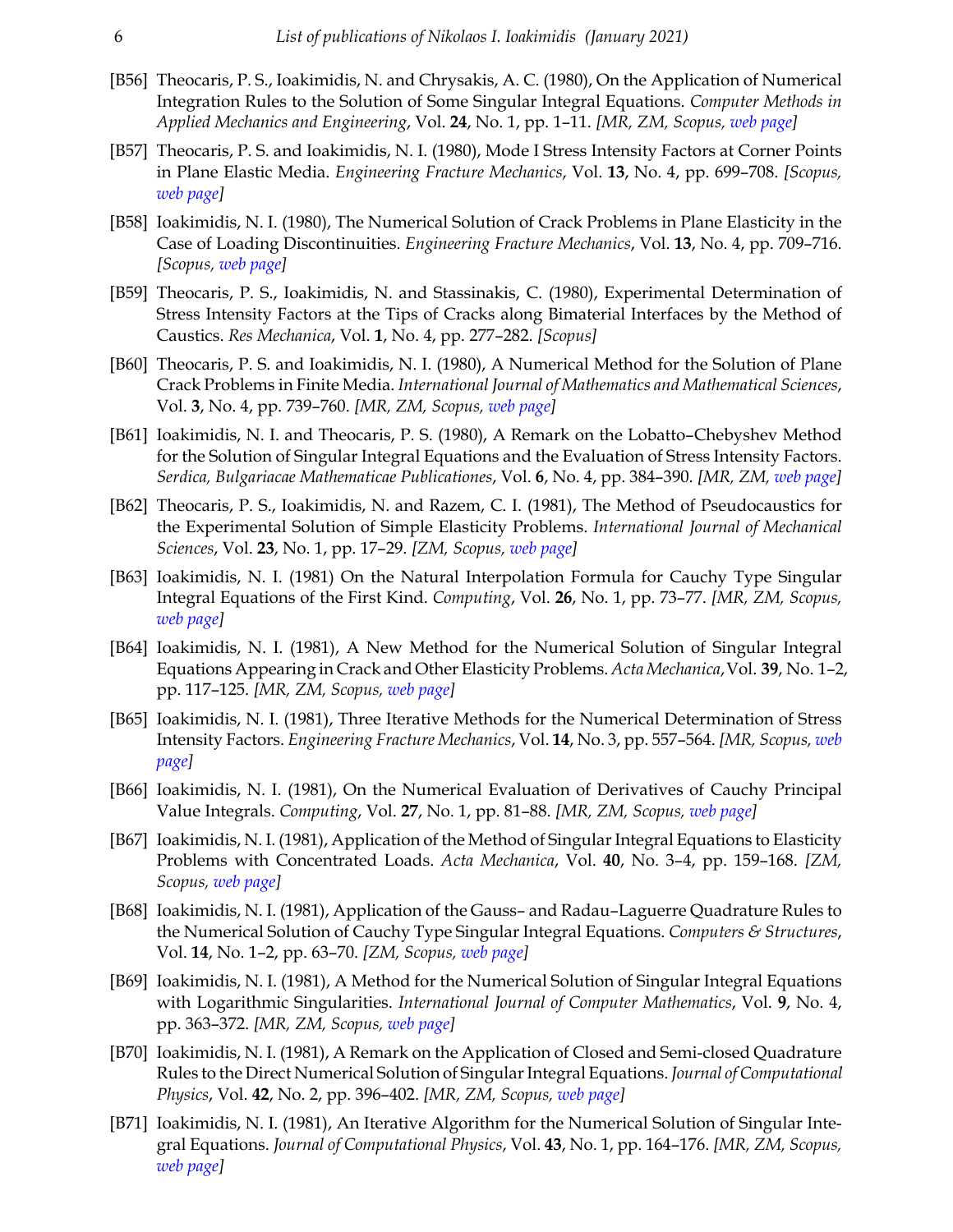[B56] Theocaris, P. S., Ioakimidis, N. and Chrysakis, A. C. (1980), On the Application of Numerical Integration Rules to the Solution of Some Singular Integral Equations. *Computer Methods in Applied Mechanics and Engineering*, Vol. **24**, No. 1, pp. 1–11. *[MR, ZM, Scopus, web page]*

[B57] Theocaris, P. S. and Ioakimidis, N. I. (1980), Mode I Stress Intensity Factors at Corner Points in Plane Elastic Media. *Engineering Fracture Mechanics*, Vol. **13**, No. 4, pp. 699–708. *[Scopus, web page]*

[B58] Ioakimidis, N. I. (1980), The Numerical Solution of Crack Problems in Plane Elasticity in the Case of Loading Discontinuities. *Engineering Fracture Mechanics*, Vol. **13**, No. 4, pp. 709–716. *[Scopus, web page]*

[B59] Theocaris, P. S., Ioakimidis, N. and Stassinakis, C. (1980), Experimental Determination of Stress Intensity Factors at the Tips of Cracks along Bimaterial Interfaces by the Method of Caustics. *Res Mechanica*, Vol. **1**, No. 4, pp. 277–282. *[Scopus]*

[B60] Theocaris, P. S. and Ioakimidis, N. I. (1980), A Numerical Method for the Solution of Plane Crack Problems in Finite Media. *International Journal of Mathematics and Mathematical Sciences*, Vol. **3**, No. 4, pp. 739–760. *[MR, ZM, Scopus, web page]*

[B61] Ioakimidis, N. I. and Theocaris, P. S. (1980), A Remark on the Lobatto–Chebyshev Method for the Solution of Singular Integral Equations and the Evaluation of Stress Intensity Factors. *Serdica, Bulgariacae Mathematicae Publicationes*, Vol. **6**, No. 4, pp. 384–390. *[MR, ZM, web page]*

[B62] Theocaris, P. S., Ioakimidis, N. and Razem, C. I. (1981), The Method of Pseudocaustics for the Experimental Solution of Simple Elasticity Problems. *International Journal of Mechanical Sciences*, Vol. **23**, No. 1, pp. 17–29. *[ZM, Scopus, web page]*

[B63] Ioakimidis, N. I. (1981) On the Natural Interpolation Formula for Cauchy Type Singular Integral Equations of the First Kind. *Computing*, Vol. **26**, No. 1, pp. 73–77. *[MR, ZM, Scopus, web page]*

[B64] Ioakimidis, N. I. (1981), A New Method for the Numerical Solution of Singular Integral Equations Appearing in Crack and Other Elasticity Problems. *Acta Mechanica*, Vol. **39**, No. 1–2, pp. 117–125. *[MR, ZM, Scopus, web page]*

[B65] Ioakimidis, N. I. (1981), Three Iterative Methods for the Numerical Determination of Stress Intensity Factors. *Engineering Fracture Mechanics*, Vol. **14**, No. 3, pp. 557–564. *[MR, Scopus, web page]*

[B66] Ioakimidis, N. I. (1981), On the Numerical Evaluation of Derivatives of Cauchy Principal Value Integrals. *Computing*, Vol. **27**, No. 1, pp. 81–88. *[MR, ZM, Scopus, web page]*

[B67] Ioakimidis, N. I. (1981), Application of the Method of Singular Integral Equations to Elasticity Problems with Concentrated Loads. *Acta Mechanica*, Vol. **40**, No. 3–4, pp. 159–168. *[ZM, Scopus, web page]*

[B68] Ioakimidis, N. I. (1981), Application of the Gauss– and Radau–Laguerre Quadrature Rules to the Numerical Solution of Cauchy Type Singular Integral Equations. *Computers & Structures*, Vol. **14**, No. 1–2, pp. 63–70. *[ZM, Scopus, web page]*

[B69] Ioakimidis, N. I. (1981), A Method for the Numerical Solution of Singular Integral Equations with Logarithmic Singularities. *International Journal of Computer Mathematics*, Vol. **9**, No. 4, pp. 363–372. *[MR, ZM, Scopus, web page]*

[B70] Ioakimidis, N. I. (1981), A Remark on the Application of Closed and Semi-closed Quadrature Rules to the Direct Numerical Solution of Singular Integral Equations. *Journal of Computational Physics*, Vol. **42**, No. 2, pp. 396–402. *[MR, ZM, Scopus, web page]*

[B71] Ioakimidis, N. I. (1981), An Iterative Algorithm for the Numerical Solution of Singular Integral Equations. *Journal of Computational Physics*, Vol. **43**, No. 1, pp. 164–176. *[MR, ZM, Scopus, web page]*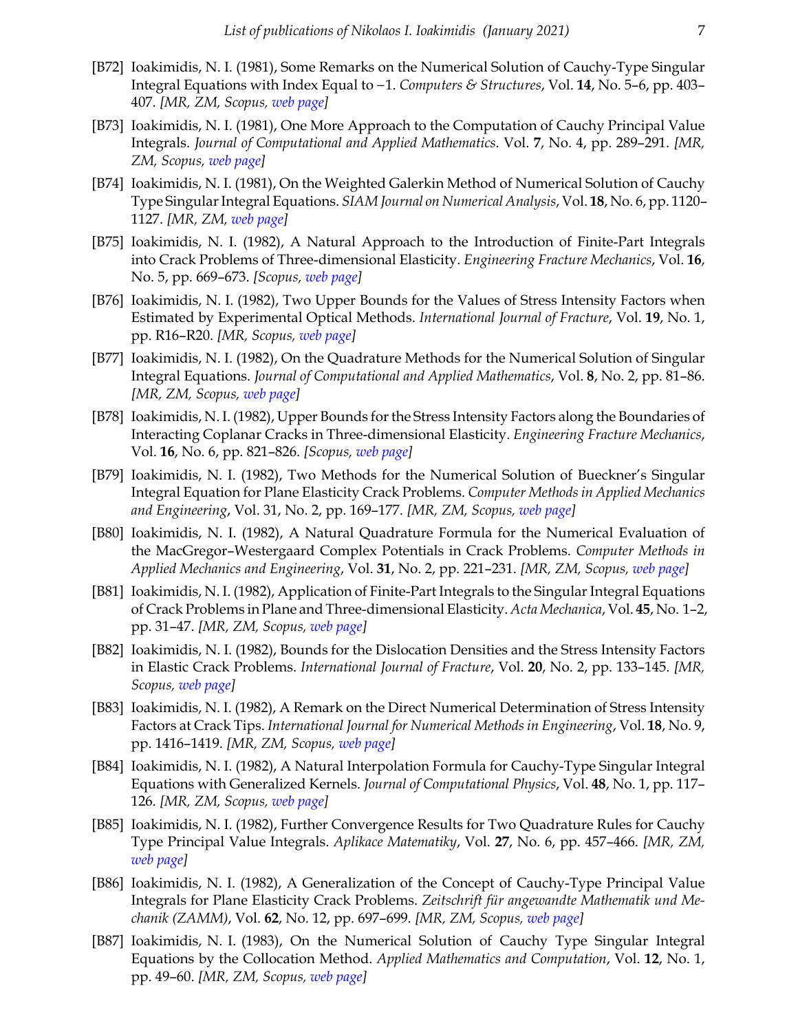[B72] Ioakimidis, N. I. (1981), Some Remarks on the Numerical Solution of Cauchy-Type Singular Integral Equations with Index Equal to −1. *Computers & Structures*, Vol. **14**, No. 5–6, pp. 403–407. *[MR, ZM, Scopus, web page]*

[B73] Ioakimidis, N. I. (1981), One More Approach to the Computation of Cauchy Principal Value Integrals. *Journal of Computational and Applied Mathematics*. Vol. **7**, No. 4, pp. 289–291. *[MR, ZM, Scopus, web page]*

[B74] Ioakimidis, N. I. (1981), On the Weighted Galerkin Method of Numerical Solution of Cauchy Type Singular Integral Equations. *SIAM Journal on Numerical Analysis*, Vol. **18**, No. 6, pp. 1120–1127. *[MR, ZM, web page]*

[B75] Ioakimidis, N. I. (1982), A Natural Approach to the Introduction of Finite-Part Integrals into Crack Problems of Three-dimensional Elasticity. *Engineering Fracture Mechanics*, Vol. **16**, No. 5, pp. 669–673. *[Scopus, web page]*

[B76] Ioakimidis, N. I. (1982), Two Upper Bounds for the Values of Stress Intensity Factors when Estimated by Experimental Optical Methods. *International Journal of Fracture*, Vol. **19**, No. 1, pp. R16–R20. *[MR, Scopus, web page]*

[B77] Ioakimidis, N. I. (1982), On the Quadrature Methods for the Numerical Solution of Singular Integral Equations. *Journal of Computational and Applied Mathematics*, Vol. **8**, No. 2, pp. 81–86. *[MR, ZM, Scopus, web page]*

[B78] Ioakimidis, N. I. (1982), Upper Bounds for the Stress Intensity Factors along the Boundaries of Interacting Coplanar Cracks in Three-dimensional Elasticity. *Engineering Fracture Mechanics*, Vol. **16**, No. 6, pp. 821–826. *[Scopus, web page]*

[B79] Ioakimidis, N. I. (1982), Two Methods for the Numerical Solution of Bueckner's Singular Integral Equation for Plane Elasticity Crack Problems. *Computer Methods in Applied Mechanics and Engineering*, Vol. 31, No. 2, pp. 169–177. *[MR, ZM, Scopus, web page]*

[B80] Ioakimidis, N. I. (1982), A Natural Quadrature Formula for the Numerical Evaluation of the MacGregor–Westergaard Complex Potentials in Crack Problems. *Computer Methods in Applied Mechanics and Engineering*, Vol. **31**, No. 2, pp. 221–231. *[MR, ZM, Scopus, web page]*

[B81] Ioakimidis, N. I. (1982), Application of Finite-Part Integrals to the Singular Integral Equations of Crack Problems in Plane and Three-dimensional Elasticity. *Acta Mechanica*, Vol. **45**, No. 1–2, pp. 31–47. *[MR, ZM, Scopus, web page]*

[B82] Ioakimidis, N. I. (1982), Bounds for the Dislocation Densities and the Stress Intensity Factors in Elastic Crack Problems. *International Journal of Fracture*, Vol. **20**, No. 2, pp. 133–145. *[MR, Scopus, web page]*

[B83] Ioakimidis, N. I. (1982), A Remark on the Direct Numerical Determination of Stress Intensity Factors at Crack Tips. *International Journal for Numerical Methods in Engineering*, Vol. **18**, No. 9, pp. 1416–1419. *[MR, ZM, Scopus, web page]*

[B84] Ioakimidis, N. I. (1982), A Natural Interpolation Formula for Cauchy-Type Singular Integral Equations with Generalized Kernels. *Journal of Computational Physics*, Vol. **48**, No. 1, pp. 117–126. *[MR, ZM, Scopus, web page]*

[B85] Ioakimidis, N. I. (1982), Further Convergence Results for Two Quadrature Rules for Cauchy Type Principal Value Integrals. *Aplikace Matematiky*, Vol. **27**, No. 6, pp. 457–466. *[MR, ZM, web page]*

[B86] Ioakimidis, N. I. (1982), A Generalization of the Concept of Cauchy-Type Principal Value Integrals for Plane Elasticity Crack Problems. *Zeitschrift für angewandte Mathematik und Mechanik (ZAMM)*, Vol. **62**, No. 12, pp. 697–699. *[MR, ZM, Scopus, web page]*

[B87] Ioakimidis, N. I. (1983), On the Numerical Solution of Cauchy Type Singular Integral Equations by the Collocation Method. *Applied Mathematics and Computation*, Vol. **12**, No. 1, pp. 49–60. *[MR, ZM, Scopus, web page]*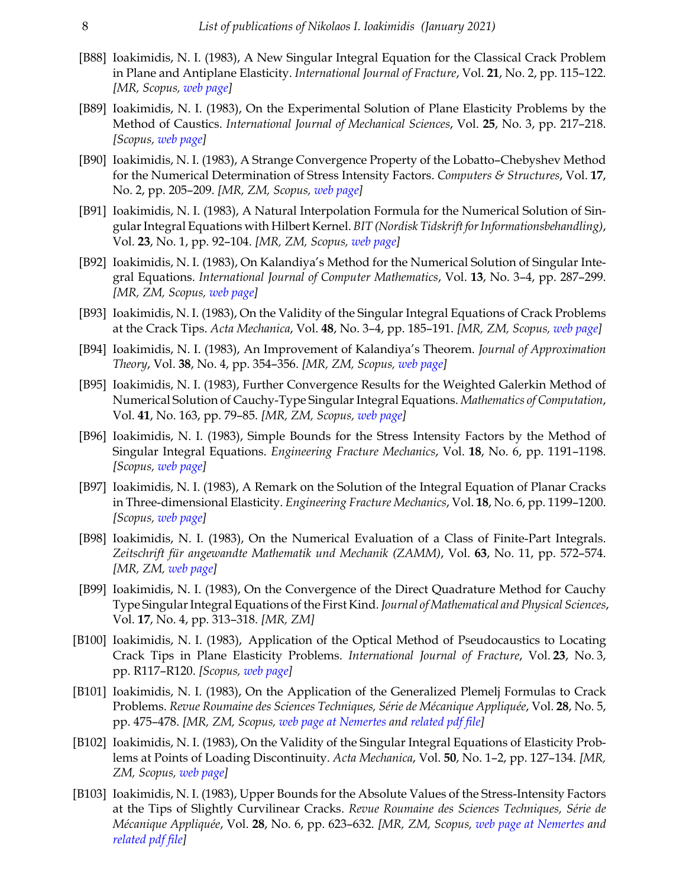[B88] Ioakimidis, N. I. (1983), A New Singular Integral Equation for the Classical Crack Problem in Plane and Antiplane Elasticity. *International Journal of Fracture*, Vol. **21**, No. 2, pp. 115–122. *[MR, Scopus, web page]*

[B89] Ioakimidis, N. I. (1983), On the Experimental Solution of Plane Elasticity Problems by the Method of Caustics. *International Journal of Mechanical Sciences*, Vol. **25**, No. 3, pp. 217–218. *[Scopus, web page]*

[B90] Ioakimidis, N. I. (1983), A Strange Convergence Property of the Lobatto–Chebyshev Method for the Numerical Determination of Stress Intensity Factors. *Computers & Structures*, Vol. **17**, No. 2, pp. 205–209. *[MR, ZM, Scopus, web page]*

[B91] Ioakimidis, N. I. (1983), A Natural Interpolation Formula for the Numerical Solution of Singular Integral Equations with Hilbert Kernel. *BIT (Nordisk Tidskrift for Informationsbehandling)*, Vol. **23**, No. 1, pp. 92–104. *[MR, ZM, Scopus, web page]*

[B92] Ioakimidis, N. I. (1983), On Kalandiya's Method for the Numerical Solution of Singular Integral Equations. *International Journal of Computer Mathematics*, Vol. **13**, No. 3–4, pp. 287–299. *[MR, ZM, Scopus, web page]*

[B93] Ioakimidis, N. I. (1983), On the Validity of the Singular Integral Equations of Crack Problems at the Crack Tips. *Acta Mechanica*, Vol. **48**, No. 3–4, pp. 185–191. *[MR, ZM, Scopus, web page]*

[B94] Ioakimidis, N. I. (1983), An Improvement of Kalandiya's Theorem. *Journal of Approximation Theory*, Vol. **38**, No. 4, pp. 354–356. *[MR, ZM, Scopus, web page]*

[B95] Ioakimidis, N. I. (1983), Further Convergence Results for the Weighted Galerkin Method of Numerical Solution of Cauchy-Type Singular Integral Equations. *Mathematics of Computation*, Vol. **41**, No. 163, pp. 79–85. *[MR, ZM, Scopus, web page]*

[B96] Ioakimidis, N. I. (1983), Simple Bounds for the Stress Intensity Factors by the Method of Singular Integral Equations. *Engineering Fracture Mechanics*, Vol. **18**, No. 6, pp. 1191–1198. *[Scopus, web page]*

[B97] Ioakimidis, N. I. (1983), A Remark on the Solution of the Integral Equation of Planar Cracks in Three-dimensional Elasticity. *Engineering Fracture Mechanics*, Vol. **18**, No. 6, pp. 1199–1200. *[Scopus, web page]*

[B98] Ioakimidis, N. I. (1983), On the Numerical Evaluation of a Class of Finite-Part Integrals. *Zeitschrift für angewandte Mathematik und Mechanik (ZAMM)*, Vol. **63**, No. 11, pp. 572–574. *[MR, ZM, web page]*

[B99] Ioakimidis, N. I. (1983), On the Convergence of the Direct Quadrature Method for Cauchy Type Singular Integral Equations of the First Kind. *Journal of Mathematical and Physical Sciences*, Vol. **17**, No. 4, pp. 313–318. *[MR, ZM]*

[B100] Ioakimidis, N. I. (1983), Application of the Optical Method of Pseudocaustics to Locating Crack Tips in Plane Elasticity Problems. *International Journal of Fracture*, Vol. **23**, No. 3, pp. R117–R120. *[Scopus, web page]*

[B101] Ioakimidis, N. I. (1983), On the Application of the Generalized Plemelj Formulas to Crack Problems. *Revue Roumaine des Sciences Techniques, Série de Mécanique Appliquée*, Vol. **28**, No. 5, pp. 475–478. *[MR, ZM, Scopus, web page at Nemertes and related pdf file]*

[B102] Ioakimidis, N. I. (1983), On the Validity of the Singular Integral Equations of Elasticity Problems at Points of Loading Discontinuity. *Acta Mechanica*, Vol. **50**, No. 1–2, pp. 127–134. *[MR, ZM, Scopus, web page]*

[B103] Ioakimidis, N. I. (1983), Upper Bounds for the Absolute Values of the Stress-Intensity Factors at the Tips of Slightly Curvilinear Cracks. *Revue Roumaine des Sciences Techniques, Série de Mécanique Appliquée*, Vol. **28**, No. 6, pp. 623–632. *[MR, ZM, Scopus, web page at Nemertes and related pdf file]*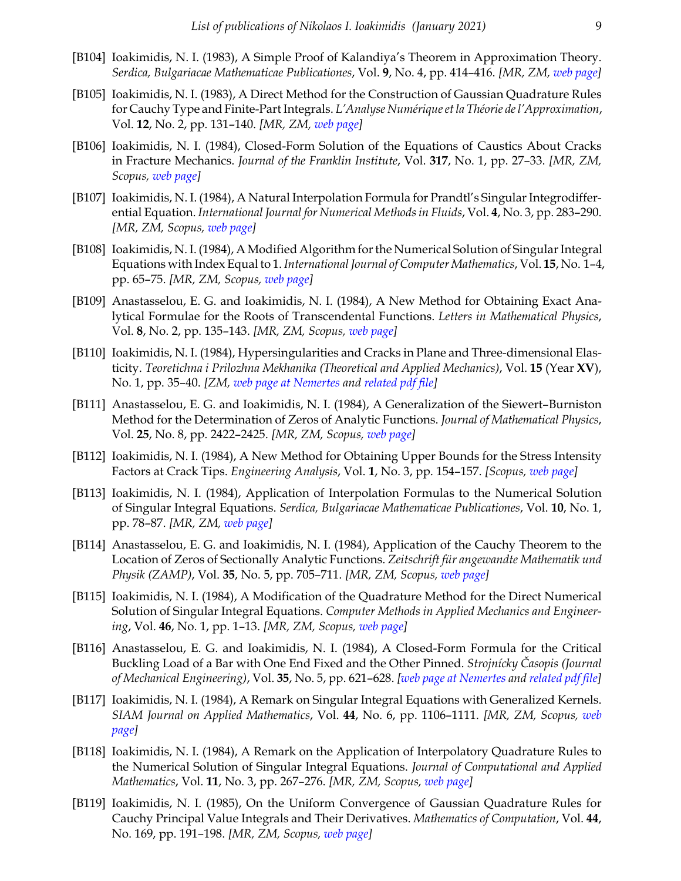[B104] Ioakimidis, N. I. (1983), A Simple Proof of Kalandiya's Theorem in Approximation Theory. *Serdica, Bulgariacae Mathematicae Publicationes*, Vol. **9**, No. 4, pp. 414–416. *[MR, ZM, web page]*

[B105] Ioakimidis, N. I. (1983), A Direct Method for the Construction of Gaussian Quadrature Rules for Cauchy Type and Finite-Part Integrals. *L'Analyse Numérique et la Théorie de l'Approximation*, Vol. **12**, No. 2, pp. 131–140. *[MR, ZM, web page]*

[B106] Ioakimidis, N. I. (1984), Closed-Form Solution of the Equations of Caustics About Cracks in Fracture Mechanics. *Journal of the Franklin Institute*, Vol. **317**, No. 1, pp. 27–33. *[MR, ZM, Scopus, web page]*

[B107] Ioakimidis, N. I. (1984), A Natural Interpolation Formula for Prandtl's Singular Integrodifferential Equation. *International Journal for Numerical Methods in Fluids*, Vol. **4**, No. 3, pp. 283–290. *[MR, ZM, Scopus, web page]*

[B108] Ioakimidis, N. I. (1984), A Modified Algorithm for the Numerical Solution of Singular Integral Equations with Index Equal to 1. *International Journal of Computer Mathematics*, Vol. **15**, No. 1–4, pp. 65–75. *[MR, ZM, Scopus, web page]*

[B109] Anastasselou, E. G. and Ioakimidis, N. I. (1984), A New Method for Obtaining Exact Analytical Formulae for the Roots of Transcendental Functions. *Letters in Mathematical Physics*, Vol. **8**, No. 2, pp. 135–143. *[MR, ZM, Scopus, web page]*

[B110] Ioakimidis, N. I. (1984), Hypersingularities and Cracks in Plane and Three-dimensional Elasticity. *Teoretichna i Prilozhna Mekhanika (Theoretical and Applied Mechanics)*, Vol. **15** (Year **XV**), No. 1, pp. 35–40. *[ZM, web page at Nemertes and related pdf file]*

[B111] Anastasselou, E. G. and Ioakimidis, N. I. (1984), A Generalization of the Siewert–Burniston Method for the Determination of Zeros of Analytic Functions. *Journal of Mathematical Physics*, Vol. **25**, No. 8, pp. 2422–2425. *[MR, ZM, Scopus, web page]*

[B112] Ioakimidis, N. I. (1984), A New Method for Obtaining Upper Bounds for the Stress Intensity Factors at Crack Tips. *Engineering Analysis*, Vol. **1**, No. 3, pp. 154–157. *[Scopus, web page]*

[B113] Ioakimidis, N. I. (1984), Application of Interpolation Formulas to the Numerical Solution of Singular Integral Equations. *Serdica, Bulgariacae Mathematicae Publicationes*, Vol. **10**, No. 1, pp. 78–87. *[MR, ZM, web page]*

[B114] Anastasselou, E. G. and Ioakimidis, N. I. (1984), Application of the Cauchy Theorem to the Location of Zeros of Sectionally Analytic Functions. *Zeitschrift für angewandte Mathematik und Physik (ZAMP)*, Vol. **35**, No. 5, pp. 705–711. *[MR, ZM, Scopus, web page]*

[B115] Ioakimidis, N. I. (1984), A Modification of the Quadrature Method for the Direct Numerical Solution of Singular Integral Equations. *Computer Methods in Applied Mechanics and Engineering*, Vol. **46**, No. 1, pp. 1–13. *[MR, ZM, Scopus, web page]*

[B116] Anastasselou, E. G. and Ioakimidis, N. I. (1984), A Closed-Form Formula for the Critical Buckling Load of a Bar with One End Fixed and the Other Pinned. *Strojnícky Časopis (Journal of Mechanical Engineering)*, Vol. **35**, No. 5, pp. 621–628. *[web page at Nemertes and related pdf file]*

[B117] Ioakimidis, N. I. (1984), A Remark on Singular Integral Equations with Generalized Kernels. *SIAM Journal on Applied Mathematics*, Vol. **44**, No. 6, pp. 1106–1111. *[MR, ZM, Scopus, web page]*

[B118] Ioakimidis, N. I. (1984), A Remark on the Application of Interpolatory Quadrature Rules to the Numerical Solution of Singular Integral Equations. *Journal of Computational and Applied Mathematics*, Vol. **11**, No. 3, pp. 267–276. *[MR, ZM, Scopus, web page]*

[B119] Ioakimidis, N. I. (1985), On the Uniform Convergence of Gaussian Quadrature Rules for Cauchy Principal Value Integrals and Their Derivatives. *Mathematics of Computation*, Vol. **44**, No. 169, pp. 191–198. *[MR, ZM, Scopus, web page]*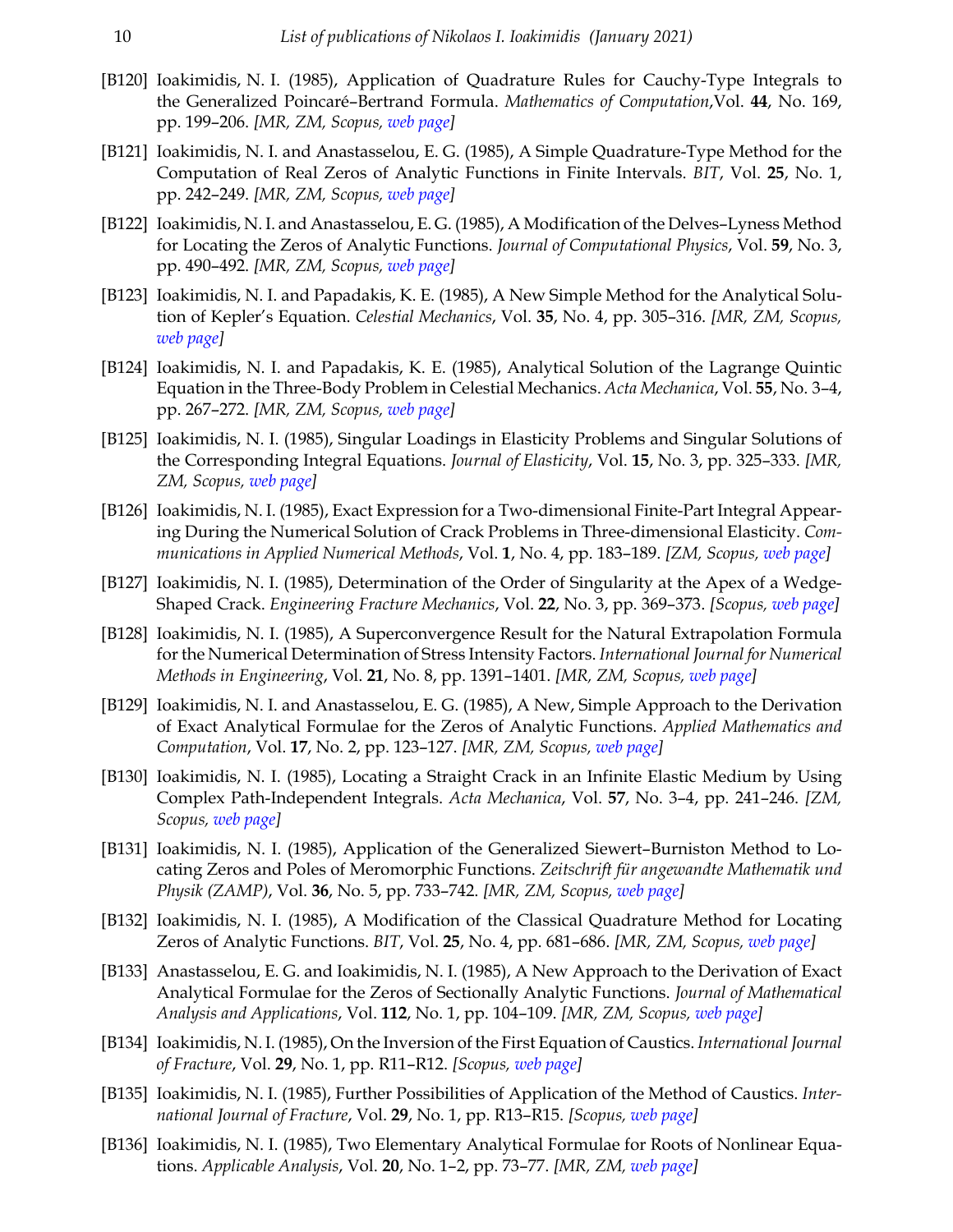- [B120] Ioakimidis, N. I. (1985), Application of Quadrature Rules for Cauchy-Type Integrals to the Generalized Poincaré–Bertrand Formula. *Mathematics of Computation*,Vol. **44**, No. 169, pp. 199–206. *[MR, ZM, Scopus, web page]*
- [B121] Ioakimidis, N. I. and Anastasselou, E. G. (1985), A Simple Quadrature-Type Method for the Computation of Real Zeros of Analytic Functions in Finite Intervals. *BIT*, Vol. **25**, No. 1, pp. 242–249. *[MR, ZM, Scopus, web page]*
- [B122] Ioakimidis, N. I. and Anastasselou, E. G. (1985), A Modification of the Delves–Lyness Method for Locating the Zeros of Analytic Functions. *Journal of Computational Physics*, Vol. **59**, No. 3, pp. 490–492. *[MR, ZM, Scopus, web page]*
- [B123] Ioakimidis, N. I. and Papadakis, K. E. (1985), A New Simple Method for the Analytical Solution of Kepler's Equation. *Celestial Mechanics*, Vol. **35**, No. 4, pp. 305–316. *[MR, ZM, Scopus, web page]*
- [B124] Ioakimidis, N. I. and Papadakis, K. E. (1985), Analytical Solution of the Lagrange Quintic Equation in the Three-Body Problem in Celestial Mechanics. *Acta Mechanica*, Vol. **55**, No. 3–4, pp. 267–272. *[MR, ZM, Scopus, web page]*
- [B125] Ioakimidis, N. I. (1985), Singular Loadings in Elasticity Problems and Singular Solutions of the Corresponding Integral Equations. *Journal of Elasticity*, Vol. **15**, No. 3, pp. 325–333. *[MR, ZM, Scopus, web page]*
- [B126] Ioakimidis, N. I. (1985), Exact Expression for a Two-dimensional Finite-Part Integral Appearing During the Numerical Solution of Crack Problems in Three-dimensional Elasticity. *Communications in Applied Numerical Methods*, Vol. **1**, No. 4, pp. 183–189. *[ZM, Scopus, web page]*
- [B127] Ioakimidis, N. I. (1985), Determination of the Order of Singularity at the Apex of a Wedge-Shaped Crack. *Engineering Fracture Mechanics*, Vol. **22**, No. 3, pp. 369–373. *[Scopus, web page]*
- [B128] Ioakimidis, N. I. (1985), A Superconvergence Result for the Natural Extrapolation Formula for the Numerical Determination of Stress Intensity Factors. *International Journal for Numerical Methods in Engineering*, Vol. **21**, No. 8, pp. 1391–1401. *[MR, ZM, Scopus, web page]*
- [B129] Ioakimidis, N. I. and Anastasselou, E. G. (1985), A New, Simple Approach to the Derivation of Exact Analytical Formulae for the Zeros of Analytic Functions. *Applied Mathematics and Computation*, Vol. **17**, No. 2, pp. 123–127. *[MR, ZM, Scopus, web page]*
- [B130] Ioakimidis, N. I. (1985), Locating a Straight Crack in an Infinite Elastic Medium by Using Complex Path-Independent Integrals. *Acta Mechanica*, Vol. **57**, No. 3–4, pp. 241–246. *[ZM, Scopus, web page]*
- [B131] Ioakimidis, N. I. (1985), Application of the Generalized Siewert–Burniston Method to Locating Zeros and Poles of Meromorphic Functions. *Zeitschrift für angewandte Mathematik und Physik (ZAMP)*, Vol. **36**, No. 5, pp. 733–742. *[MR, ZM, Scopus, web page]*
- [B132] Ioakimidis, N. I. (1985), A Modification of the Classical Quadrature Method for Locating Zeros of Analytic Functions. *BIT*, Vol. **25**, No. 4, pp. 681–686. *[MR, ZM, Scopus, web page]*
- [B133] Anastasselou, E. G. and Ioakimidis, N. I. (1985), A New Approach to the Derivation of Exact Analytical Formulae for the Zeros of Sectionally Analytic Functions. *Journal of Mathematical Analysis and Applications*, Vol. **112**, No. 1, pp. 104–109. *[MR, ZM, Scopus, web page]*
- [B134] Ioakimidis, N. I. (1985), On the Inversion of the First Equation of Caustics. *International Journal of Fracture*, Vol. **29**, No. 1, pp. R11–R12. *[Scopus, web page]*
- [B135] Ioakimidis, N. I. (1985), Further Possibilities of Application of the Method of Caustics. *International Journal of Fracture*, Vol. **29**, No. 1, pp. R13–R15. *[Scopus, web page]*
- [B136] Ioakimidis, N. I. (1985), Two Elementary Analytical Formulae for Roots of Nonlinear Equations. *Applicable Analysis*, Vol. **20**, No. 1–2, pp. 73–77. *[MR, ZM, web page]*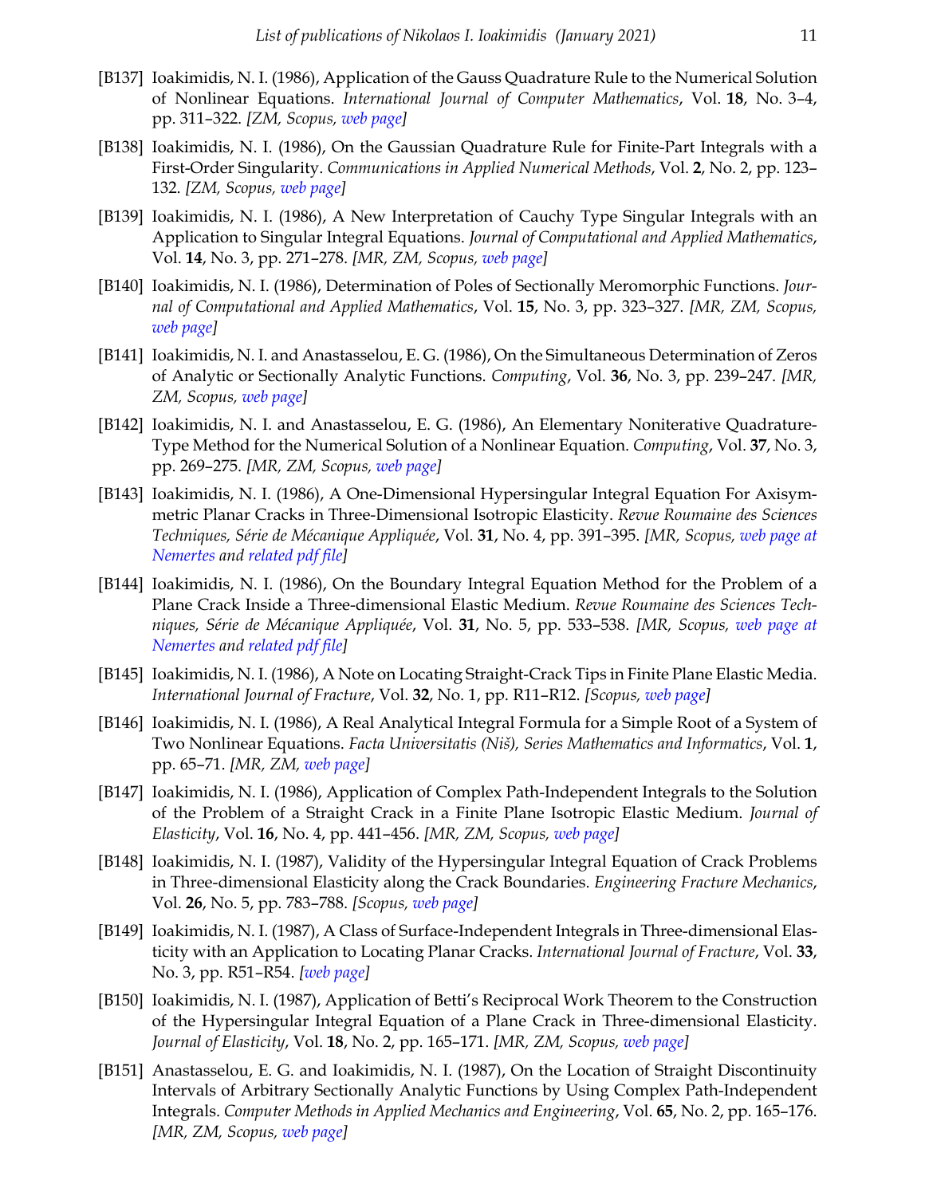[B137] Ioakimidis, N. I. (1986), Application of the Gauss Quadrature Rule to the Numerical Solution of Nonlinear Equations. *International Journal of Computer Mathematics*, Vol. **18**, No. 3–4, pp. 311–322. *[ZM, Scopus, web page]*

[B138] Ioakimidis, N. I. (1986), On the Gaussian Quadrature Rule for Finite-Part Integrals with a First-Order Singularity. *Communications in Applied Numerical Methods*, Vol. **2**, No. 2, pp. 123–132. *[ZM, Scopus, web page]*

[B139] Ioakimidis, N. I. (1986), A New Interpretation of Cauchy Type Singular Integrals with an Application to Singular Integral Equations. *Journal of Computational and Applied Mathematics*, Vol. **14**, No. 3, pp. 271–278. *[MR, ZM, Scopus, web page]*

[B140] Ioakimidis, N. I. (1986), Determination of Poles of Sectionally Meromorphic Functions. *Journal of Computational and Applied Mathematics*, Vol. **15**, No. 3, pp. 323–327. *[MR, ZM, Scopus, web page]*

[B141] Ioakimidis, N. I. and Anastasselou, E. G. (1986), On the Simultaneous Determination of Zeros of Analytic or Sectionally Analytic Functions. *Computing*, Vol. **36**, No. 3, pp. 239–247. *[MR, ZM, Scopus, web page]*

[B142] Ioakimidis, N. I. and Anastasselou, E. G. (1986), An Elementary Noniterative Quadrature-Type Method for the Numerical Solution of a Nonlinear Equation. *Computing*, Vol. **37**, No. 3, pp. 269–275. *[MR, ZM, Scopus, web page]*

[B143] Ioakimidis, N. I. (1986), A One-Dimensional Hypersingular Integral Equation For Axisymmetric Planar Cracks in Three-Dimensional Isotropic Elasticity. *Revue Roumaine des Sciences Techniques, Série de Mécanique Appliquée*, Vol. **31**, No. 4, pp. 391–395. *[MR, Scopus, web page at Nemertes and related pdf file]*

[B144] Ioakimidis, N. I. (1986), On the Boundary Integral Equation Method for the Problem of a Plane Crack Inside a Three-dimensional Elastic Medium. *Revue Roumaine des Sciences Techniques, Série de Mécanique Appliquée*, Vol. **31**, No. 5, pp. 533–538. *[MR, Scopus, web page at Nemertes and related pdf file]*

[B145] Ioakimidis, N. I. (1986), A Note on Locating Straight-Crack Tips in Finite Plane Elastic Media. *International Journal of Fracture*, Vol. **32**, No. 1, pp. R11–R12. *[Scopus, web page]*

[B146] Ioakimidis, N. I. (1986), A Real Analytical Integral Formula for a Simple Root of a System of Two Nonlinear Equations. *Facta Universitatis (Niš), Series Mathematics and Informatics*, Vol. **1**, pp. 65–71. *[MR, ZM, web page]*

[B147] Ioakimidis, N. I. (1986), Application of Complex Path-Independent Integrals to the Solution of the Problem of a Straight Crack in a Finite Plane Isotropic Elastic Medium. *Journal of Elasticity*, Vol. **16**, No. 4, pp. 441–456. *[MR, ZM, Scopus, web page]*

[B148] Ioakimidis, N. I. (1987), Validity of the Hypersingular Integral Equation of Crack Problems in Three-dimensional Elasticity along the Crack Boundaries. *Engineering Fracture Mechanics*, Vol. **26**, No. 5, pp. 783–788. *[Scopus, web page]*

[B149] Ioakimidis, N. I. (1987), A Class of Surface-Independent Integrals in Three-dimensional Elasticity with an Application to Locating Planar Cracks. *International Journal of Fracture*, Vol. **33**, No. 3, pp. R51–R54. *[web page]*

[B150] Ioakimidis, N. I. (1987), Application of Betti's Reciprocal Work Theorem to the Construction of the Hypersingular Integral Equation of a Plane Crack in Three-dimensional Elasticity. *Journal of Elasticity*, Vol. **18**, No. 2, pp. 165–171. *[MR, ZM, Scopus, web page]*

[B151] Anastasselou, E. G. and Ioakimidis, N. I. (1987), On the Location of Straight Discontinuity Intervals of Arbitrary Sectionally Analytic Functions by Using Complex Path-Independent Integrals. *Computer Methods in Applied Mechanics and Engineering*, Vol. **65**, No. 2, pp. 165–176. *[MR, ZM, Scopus, web page]*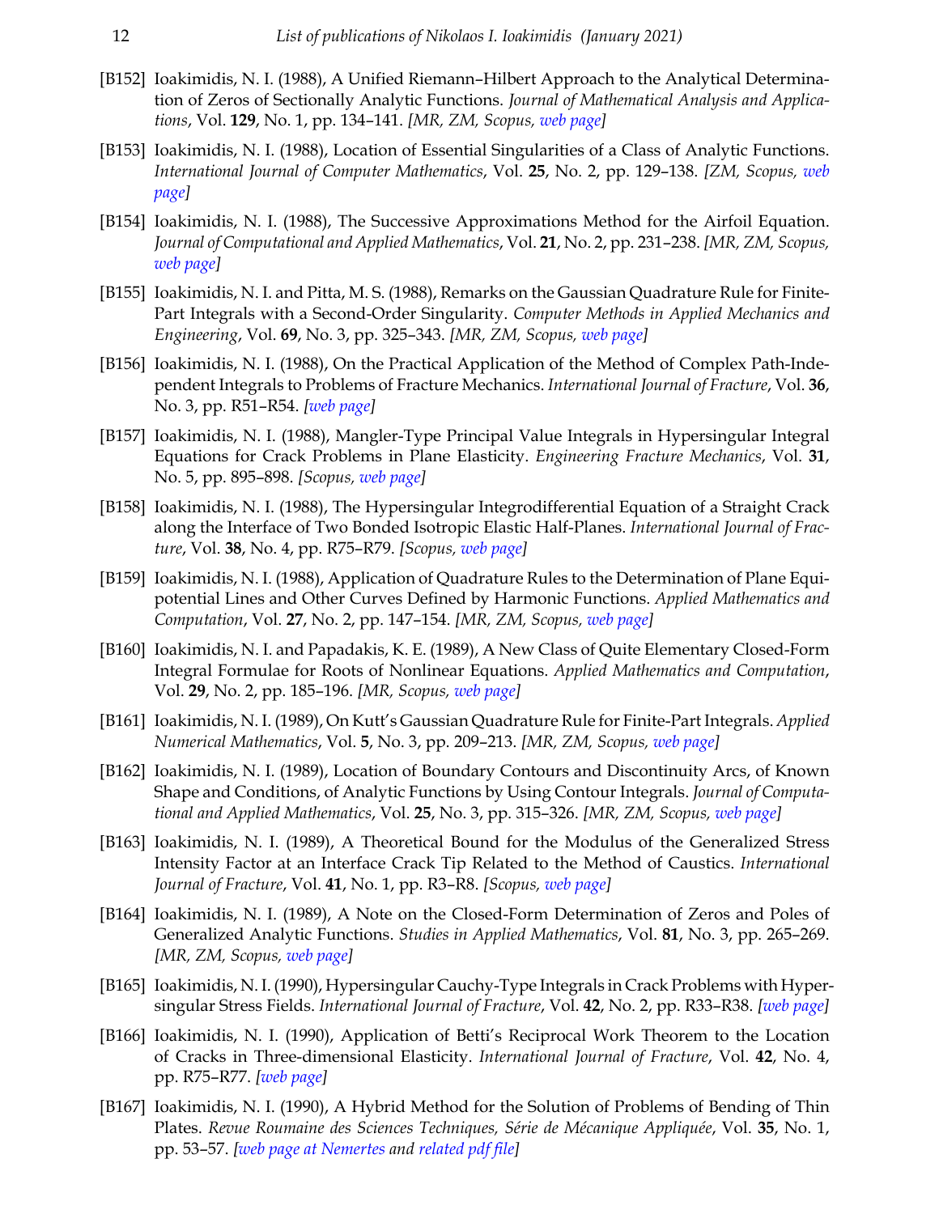[B152] Ioakimidis, N. I. (1988), A Unified Riemann–Hilbert Approach to the Analytical Determination of Zeros of Sectionally Analytic Functions. *Journal of Mathematical Analysis and Applications*, Vol. **129**, No. 1, pp. 134–141. *[MR, ZM, Scopus, web page]*

[B153] Ioakimidis, N. I. (1988), Location of Essential Singularities of a Class of Analytic Functions. *International Journal of Computer Mathematics*, Vol. **25**, No. 2, pp. 129–138. *[ZM, Scopus, web page]*

[B154] Ioakimidis, N. I. (1988), The Successive Approximations Method for the Airfoil Equation. *Journal of Computational and Applied Mathematics*, Vol. **21**, No. 2, pp. 231–238. *[MR, ZM, Scopus, web page]*

[B155] Ioakimidis, N. I. and Pitta, M. S. (1988), Remarks on the Gaussian Quadrature Rule for Finite-Part Integrals with a Second-Order Singularity. *Computer Methods in Applied Mechanics and Engineering*, Vol. **69**, No. 3, pp. 325–343. *[MR, ZM, Scopus, web page]*

[B156] Ioakimidis, N. I. (1988), On the Practical Application of the Method of Complex Path-Independent Integrals to Problems of Fracture Mechanics. *International Journal of Fracture*, Vol. **36**, No. 3, pp. R51–R54. *[web page]*

[B157] Ioakimidis, N. I. (1988), Mangler-Type Principal Value Integrals in Hypersingular Integral Equations for Crack Problems in Plane Elasticity. *Engineering Fracture Mechanics*, Vol. **31**, No. 5, pp. 895–898. *[Scopus, web page]*

[B158] Ioakimidis, N. I. (1988), The Hypersingular Integrodifferential Equation of a Straight Crack along the Interface of Two Bonded Isotropic Elastic Half-Planes. *International Journal of Fracture*, Vol. **38**, No. 4, pp. R75–R79. *[Scopus, web page]*

[B159] Ioakimidis, N. I. (1988), Application of Quadrature Rules to the Determination of Plane Equipotential Lines and Other Curves Defined by Harmonic Functions. *Applied Mathematics and Computation*, Vol. **27**, No. 2, pp. 147–154. *[MR, ZM, Scopus, web page]*

[B160] Ioakimidis, N. I. and Papadakis, K. E. (1989), A New Class of Quite Elementary Closed-Form Integral Formulae for Roots of Nonlinear Equations. *Applied Mathematics and Computation*, Vol. **29**, No. 2, pp. 185–196. *[MR, Scopus, web page]*

[B161] Ioakimidis, N. I. (1989), On Kutt's Gaussian Quadrature Rule for Finite-Part Integrals. *Applied Numerical Mathematics*, Vol. **5**, No. 3, pp. 209–213. *[MR, ZM, Scopus, web page]*

[B162] Ioakimidis, N. I. (1989), Location of Boundary Contours and Discontinuity Arcs, of Known Shape and Conditions, of Analytic Functions by Using Contour Integrals. *Journal of Computational and Applied Mathematics*, Vol. **25**, No. 3, pp. 315–326. *[MR, ZM, Scopus, web page]*

[B163] Ioakimidis, N. I. (1989), A Theoretical Bound for the Modulus of the Generalized Stress Intensity Factor at an Interface Crack Tip Related to the Method of Caustics. *International Journal of Fracture*, Vol. **41**, No. 1, pp. R3–R8. *[Scopus, web page]*

[B164] Ioakimidis, N. I. (1989), A Note on the Closed-Form Determination of Zeros and Poles of Generalized Analytic Functions. *Studies in Applied Mathematics*, Vol. **81**, No. 3, pp. 265–269. *[MR, ZM, Scopus, web page]*

[B165] Ioakimidis, N. I. (1990), Hypersingular Cauchy-Type Integrals in Crack Problems with Hypersingular Stress Fields. *International Journal of Fracture*, Vol. **42**, No. 2, pp. R33–R38. *[web page]*

[B166] Ioakimidis, N. I. (1990), Application of Betti's Reciprocal Work Theorem to the Location of Cracks in Three-dimensional Elasticity. *International Journal of Fracture*, Vol. **42**, No. 4, pp. R75–R77. *[web page]*

[B167] Ioakimidis, N. I. (1990), A Hybrid Method for the Solution of Problems of Bending of Thin Plates. *Revue Roumaine des Sciences Techniques, Série de Mécanique Appliquée*, Vol. **35**, No. 1, pp. 53–57. *[web page at Nemertes and related pdf file]*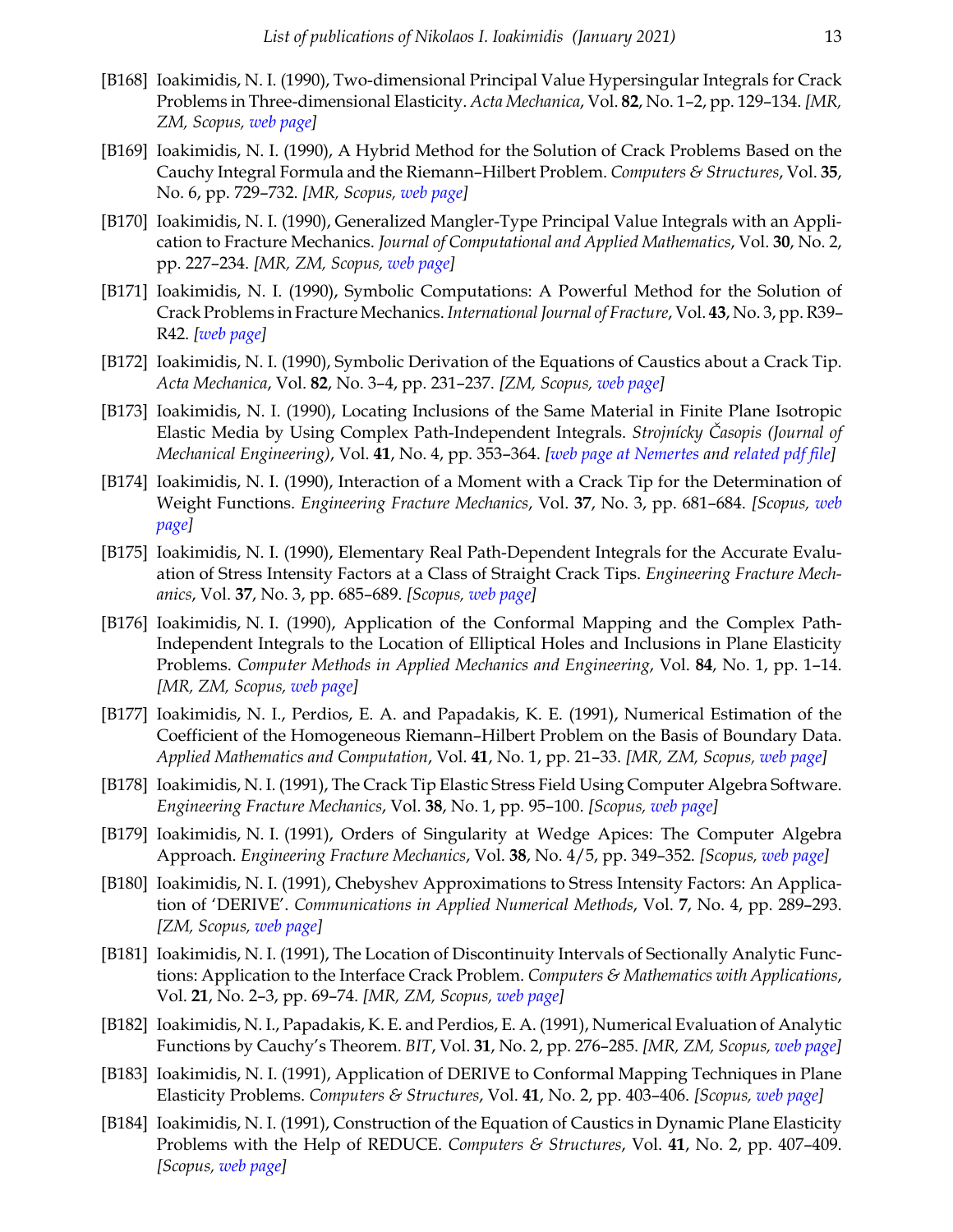[B168] Ioakimidis, N. I. (1990), Two-dimensional Principal Value Hypersingular Integrals for Crack Problems in Three-dimensional Elasticity. *Acta Mechanica*, Vol. **82**, No. 1–2, pp. 129–134. *[MR, ZM, Scopus, web page]*

[B169] Ioakimidis, N. I. (1990), A Hybrid Method for the Solution of Crack Problems Based on the Cauchy Integral Formula and the Riemann–Hilbert Problem. *Computers & Structures*, Vol. **35**, No. 6, pp. 729–732. *[MR, Scopus, web page]*

[B170] Ioakimidis, N. I. (1990), Generalized Mangler-Type Principal Value Integrals with an Application to Fracture Mechanics. *Journal of Computational and Applied Mathematics*, Vol. **30**, No. 2, pp. 227–234. *[MR, ZM, Scopus, web page]*

[B171] Ioakimidis, N. I. (1990), Symbolic Computations: A Powerful Method for the Solution of Crack Problems in Fracture Mechanics. *International Journal of Fracture*, Vol. **43**, No. 3, pp. R39–R42. *[web page]*

[B172] Ioakimidis, N. I. (1990), Symbolic Derivation of the Equations of Caustics about a Crack Tip. *Acta Mechanica*, Vol. **82**, No. 3–4, pp. 231–237. *[ZM, Scopus, web page]*

[B173] Ioakimidis, N. I. (1990), Locating Inclusions of the Same Material in Finite Plane Isotropic Elastic Media by Using Complex Path-Independent Integrals. *Strojnícky Časopis (Journal of Mechanical Engineering)*, Vol. **41**, No. 4, pp. 353–364. *[web page at Nemertes and related pdf file]*

[B174] Ioakimidis, N. I. (1990), Interaction of a Moment with a Crack Tip for the Determination of Weight Functions. *Engineering Fracture Mechanics*, Vol. **37**, No. 3, pp. 681–684. *[Scopus, web page]*

[B175] Ioakimidis, N. I. (1990), Elementary Real Path-Dependent Integrals for the Accurate Evaluation of Stress Intensity Factors at a Class of Straight Crack Tips. *Engineering Fracture Mechanics*, Vol. **37**, No. 3, pp. 685–689. *[Scopus, web page]*

[B176] Ioakimidis, N. I. (1990), Application of the Conformal Mapping and the Complex Path-Independent Integrals to the Location of Elliptical Holes and Inclusions in Plane Elasticity Problems. *Computer Methods in Applied Mechanics and Engineering*, Vol. **84**, No. 1, pp. 1–14. *[MR, ZM, Scopus, web page]*

[B177] Ioakimidis, N. I., Perdios, E. A. and Papadakis, K. E. (1991), Numerical Estimation of the Coefficient of the Homogeneous Riemann–Hilbert Problem on the Basis of Boundary Data. *Applied Mathematics and Computation*, Vol. **41**, No. 1, pp. 21–33. *[MR, ZM, Scopus, web page]*

[B178] Ioakimidis, N. I. (1991), The Crack Tip Elastic Stress Field Using Computer Algebra Software. *Engineering Fracture Mechanics*, Vol. **38**, No. 1, pp. 95–100. *[Scopus, web page]*

[B179] Ioakimidis, N. I. (1991), Orders of Singularity at Wedge Apices: The Computer Algebra Approach. *Engineering Fracture Mechanics*, Vol. **38**, No. 4/5, pp. 349–352. *[Scopus, web page]*

[B180] Ioakimidis, N. I. (1991), Chebyshev Approximations to Stress Intensity Factors: An Application of 'DERIVE'. *Communications in Applied Numerical Methods*, Vol. **7**, No. 4, pp. 289–293. *[ZM, Scopus, web page]*

[B181] Ioakimidis, N. I. (1991), The Location of Discontinuity Intervals of Sectionally Analytic Functions: Application to the Interface Crack Problem. *Computers & Mathematics with Applications*, Vol. **21**, No. 2–3, pp. 69–74. *[MR, ZM, Scopus, web page]*

[B182] Ioakimidis, N. I., Papadakis, K. E. and Perdios, E. A. (1991), Numerical Evaluation of Analytic Functions by Cauchy's Theorem. *BIT*, Vol. **31**, No. 2, pp. 276–285. *[MR, ZM, Scopus, web page]*

[B183] Ioakimidis, N. I. (1991), Application of DERIVE to Conformal Mapping Techniques in Plane Elasticity Problems. *Computers & Structures*, Vol. **41**, No. 2, pp. 403–406. *[Scopus, web page]*

[B184] Ioakimidis, N. I. (1991), Construction of the Equation of Caustics in Dynamic Plane Elasticity Problems with the Help of REDUCE. *Computers & Structures*, Vol. **41**, No. 2, pp. 407–409. *[Scopus, web page]*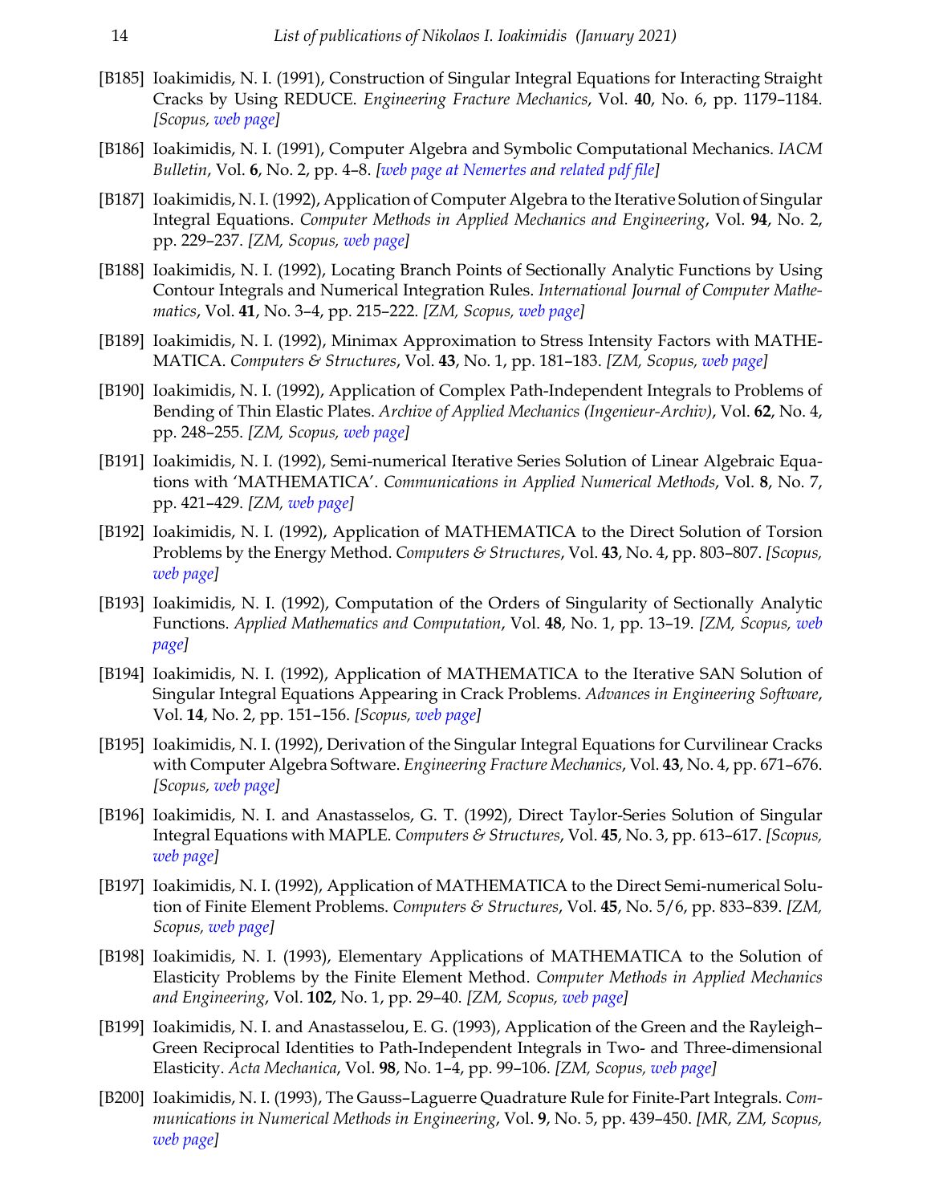[B185] Ioakimidis, N. I. (1991), Construction of Singular Integral Equations for Interacting Straight Cracks by Using REDUCE. *Engineering Fracture Mechanics*, Vol. **40**, No. 6, pp. 1179–1184. *[Scopus, web page]*

[B186] Ioakimidis, N. I. (1991), Computer Algebra and Symbolic Computational Mechanics. *IACM Bulletin*, Vol. **6**, No. 2, pp. 4–8. *[web page at Nemertes and related pdf file]*

[B187] Ioakimidis, N. I. (1992), Application of Computer Algebra to the Iterative Solution of Singular Integral Equations. *Computer Methods in Applied Mechanics and Engineering*, Vol. **94**, No. 2, pp. 229–237. *[ZM, Scopus, web page]*

[B188] Ioakimidis, N. I. (1992), Locating Branch Points of Sectionally Analytic Functions by Using Contour Integrals and Numerical Integration Rules. *International Journal of Computer Mathematics*, Vol. **41**, No. 3–4, pp. 215–222. *[ZM, Scopus, web page]*

[B189] Ioakimidis, N. I. (1992), Minimax Approximation to Stress Intensity Factors with MATHEMATICA. *Computers & Structures*, Vol. **43**, No. 1, pp. 181–183. *[ZM, Scopus, web page]*

[B190] Ioakimidis, N. I. (1992), Application of Complex Path-Independent Integrals to Problems of Bending of Thin Elastic Plates. *Archive of Applied Mechanics (Ingenieur-Archiv)*, Vol. **62**, No. 4, pp. 248–255. *[ZM, Scopus, web page]*

[B191] Ioakimidis, N. I. (1992), Semi-numerical Iterative Series Solution of Linear Algebraic Equations with 'MATHEMATICA'. *Communications in Applied Numerical Methods*, Vol. **8**, No. 7, pp. 421–429. *[ZM, web page]*

[B192] Ioakimidis, N. I. (1992), Application of MATHEMATICA to the Direct Solution of Torsion Problems by the Energy Method. *Computers & Structures*, Vol. **43**, No. 4, pp. 803–807. *[Scopus, web page]*

[B193] Ioakimidis, N. I. (1992), Computation of the Orders of Singularity of Sectionally Analytic Functions. *Applied Mathematics and Computation*, Vol. **48**, No. 1, pp. 13–19. *[ZM, Scopus, web page]*

[B194] Ioakimidis, N. I. (1992), Application of MATHEMATICA to the Iterative SAN Solution of Singular Integral Equations Appearing in Crack Problems. *Advances in Engineering Software*, Vol. **14**, No. 2, pp. 151–156. *[Scopus, web page]*

[B195] Ioakimidis, N. I. (1992), Derivation of the Singular Integral Equations for Curvilinear Cracks with Computer Algebra Software. *Engineering Fracture Mechanics*, Vol. **43**, No. 4, pp. 671–676. *[Scopus, web page]*

[B196] Ioakimidis, N. I. and Anastasselos, G. T. (1992), Direct Taylor-Series Solution of Singular Integral Equations with MAPLE. *Computers & Structures*, Vol. **45**, No. 3, pp. 613–617. *[Scopus, web page]*

[B197] Ioakimidis, N. I. (1992), Application of MATHEMATICA to the Direct Semi-numerical Solution of Finite Element Problems. *Computers & Structures*, Vol. **45**, No. 5/6, pp. 833–839. *[ZM, Scopus, web page]*

[B198] Ioakimidis, N. I. (1993), Elementary Applications of MATHEMATICA to the Solution of Elasticity Problems by the Finite Element Method. *Computer Methods in Applied Mechanics and Engineering*, Vol. **102**, No. 1, pp. 29–40. *[ZM, Scopus, web page]*

[B199] Ioakimidis, N. I. and Anastasselou, E. G. (1993), Application of the Green and the Rayleigh–Green Reciprocal Identities to Path-Independent Integrals in Two- and Three-dimensional Elasticity. *Acta Mechanica*, Vol. **98**, No. 1–4, pp. 99–106. *[ZM, Scopus, web page]*

[B200] Ioakimidis, N. I. (1993), The Gauss–Laguerre Quadrature Rule for Finite-Part Integrals. *Communications in Numerical Methods in Engineering*, Vol. **9**, No. 5, pp. 439–450. *[MR, ZM, Scopus, web page]*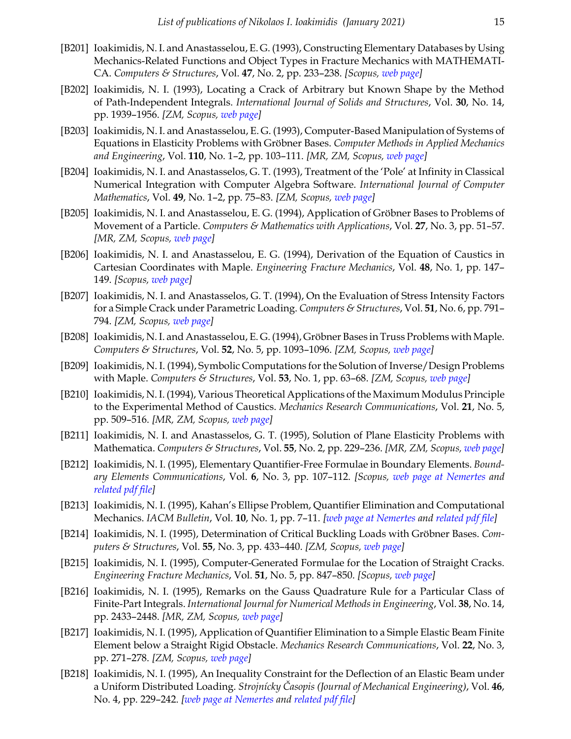[B201] Ioakimidis, N. I. and Anastasselou, E. G. (1993), Constructing Elementary Databases by Using Mechanics-Related Functions and Object Types in Fracture Mechanics with MATHEMATICA. *Computers & Structures*, Vol. **47**, No. 2, pp. 233–238. *[Scopus, web page]*

[B202] Ioakimidis, N. I. (1993), Locating a Crack of Arbitrary but Known Shape by the Method of Path-Independent Integrals. *International Journal of Solids and Structures*, Vol. **30**, No. 14, pp. 1939–1956. *[ZM, Scopus, web page]*

[B203] Ioakimidis, N. I. and Anastasselou, E. G. (1993), Computer-Based Manipulation of Systems of Equations in Elasticity Problems with Gröbner Bases. *Computer Methods in Applied Mechanics and Engineering*, Vol. **110**, No. 1–2, pp. 103–111. *[MR, ZM, Scopus, web page]*

[B204] Ioakimidis, N. I. and Anastasselos, G. T. (1993), Treatment of the 'Pole' at Infinity in Classical Numerical Integration with Computer Algebra Software. *International Journal of Computer Mathematics*, Vol. **49**, No. 1–2, pp. 75–83. *[ZM, Scopus, web page]*

[B205] Ioakimidis, N. I. and Anastasselou, E. G. (1994), Application of Gröbner Bases to Problems of Movement of a Particle. *Computers & Mathematics with Applications*, Vol. **27**, No. 3, pp. 51–57. *[MR, ZM, Scopus, web page]*

[B206] Ioakimidis, N. I. and Anastasselou, E. G. (1994), Derivation of the Equation of Caustics in Cartesian Coordinates with Maple. *Engineering Fracture Mechanics*, Vol. **48**, No. 1, pp. 147–149. *[Scopus, web page]*

[B207] Ioakimidis, N. I. and Anastasselos, G. T. (1994), On the Evaluation of Stress Intensity Factors for a Simple Crack under Parametric Loading. *Computers & Structures*, Vol. **51**, No. 6, pp. 791–794. *[ZM, Scopus, web page]*

[B208] Ioakimidis, N. I. and Anastasselou, E. G. (1994), Gröbner Bases in Truss Problems with Maple. *Computers & Structures*, Vol. **52**, No. 5, pp. 1093–1096. *[ZM, Scopus, web page]*

[B209] Ioakimidis, N. I. (1994), Symbolic Computations for the Solution of Inverse/Design Problems with Maple. *Computers & Structures*, Vol. **53**, No. 1, pp. 63–68. *[ZM, Scopus, web page]*

[B210] Ioakimidis, N. I. (1994), Various Theoretical Applications of the Maximum Modulus Principle to the Experimental Method of Caustics. *Mechanics Research Communications*, Vol. **21**, No. 5, pp. 509–516. *[MR, ZM, Scopus, web page]*

[B211] Ioakimidis, N. I. and Anastasselos, G. T. (1995), Solution of Plane Elasticity Problems with Mathematica. *Computers & Structures*, Vol. **55**, No. 2, pp. 229–236. *[MR, ZM, Scopus, web page]*

[B212] Ioakimidis, N. I. (1995), Elementary Quantifier-Free Formulae in Boundary Elements. *Boundary Elements Communications*, Vol. **6**, No. 3, pp. 107–112. *[Scopus, web page at Nemertes and related pdf file]*

[B213] Ioakimidis, N. I. (1995), Kahan's Ellipse Problem, Quantifier Elimination and Computational Mechanics. *IACM Bulletin*, Vol. **10**, No. 1, pp. 7–11. *[web page at Nemertes and related pdf file]*

[B214] Ioakimidis, N. I. (1995), Determination of Critical Buckling Loads with Gröbner Bases. *Computers & Structures*, Vol. **55**, No. 3, pp. 433–440. *[ZM, Scopus, web page]*

[B215] Ioakimidis, N. I. (1995), Computer-Generated Formulae for the Location of Straight Cracks. *Engineering Fracture Mechanics*, Vol. **51**, No. 5, pp. 847–850. *[Scopus, web page]*

[B216] Ioakimidis, N. I. (1995), Remarks on the Gauss Quadrature Rule for a Particular Class of Finite-Part Integrals. *International Journal for Numerical Methods in Engineering*, Vol. **38**, No. 14, pp. 2433–2448. *[MR, ZM, Scopus, web page]*

[B217] Ioakimidis, N. I. (1995), Application of Quantifier Elimination to a Simple Elastic Beam Finite Element below a Straight Rigid Obstacle. *Mechanics Research Communications*, Vol. **22**, No. 3, pp. 271–278. *[ZM, Scopus, web page]*

[B218] Ioakimidis, N. I. (1995), An Inequality Constraint for the Deflection of an Elastic Beam under a Uniform Distributed Loading. *Strojnícky Časopis (Journal of Mechanical Engineering)*, Vol. **46**, No. 4, pp. 229–242. *[web page at Nemertes and related pdf file]*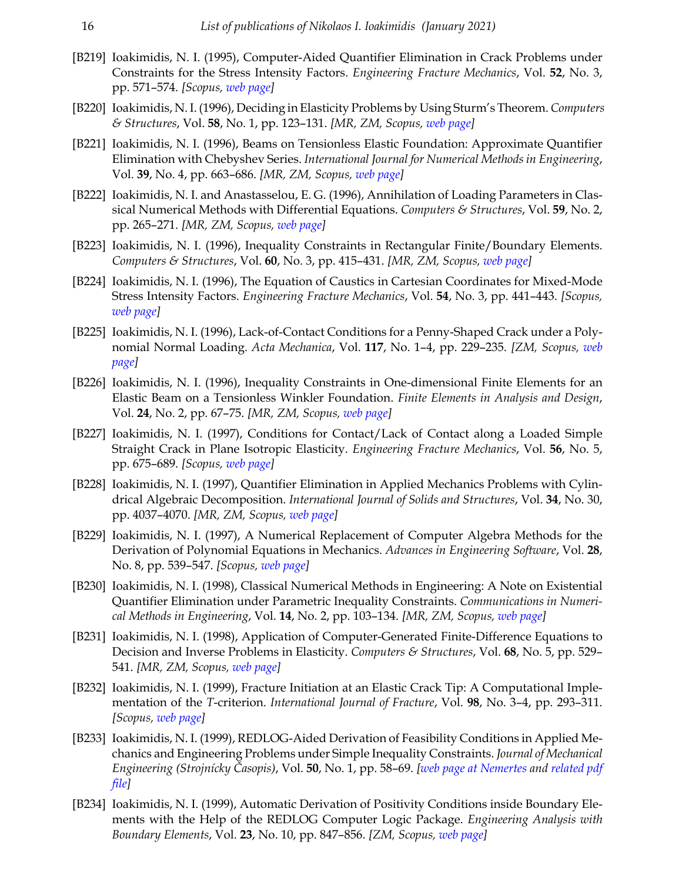[B219] Ioakimidis, N. I. (1995), Computer-Aided Quantifier Elimination in Crack Problems under Constraints for the Stress Intensity Factors. *Engineering Fracture Mechanics*, Vol. **52**, No. 3, pp. 571–574. *[Scopus, web page]*

[B220] Ioakimidis, N. I. (1996), Deciding in Elasticity Problems by Using Sturm's Theorem. *Computers & Structures*, Vol. **58**, No. 1, pp. 123–131. *[MR, ZM, Scopus, web page]*

[B221] Ioakimidis, N. I. (1996), Beams on Tensionless Elastic Foundation: Approximate Quantifier Elimination with Chebyshev Series. *International Journal for Numerical Methods in Engineering*, Vol. **39**, No. 4, pp. 663–686. *[MR, ZM, Scopus, web page]*

[B222] Ioakimidis, N. I. and Anastasselou, E. G. (1996), Annihilation of Loading Parameters in Classical Numerical Methods with Differential Equations. *Computers & Structures*, Vol. **59**, No. 2, pp. 265–271. *[MR, ZM, Scopus, web page]*

[B223] Ioakimidis, N. I. (1996), Inequality Constraints in Rectangular Finite/Boundary Elements. *Computers & Structures*, Vol. **60**, No. 3, pp. 415–431. *[MR, ZM, Scopus, web page]*

[B224] Ioakimidis, N. I. (1996), The Equation of Caustics in Cartesian Coordinates for Mixed-Mode Stress Intensity Factors. *Engineering Fracture Mechanics*, Vol. **54**, No. 3, pp. 441–443. *[Scopus, web page]*

[B225] Ioakimidis, N. I. (1996), Lack-of-Contact Conditions for a Penny-Shaped Crack under a Polynomial Normal Loading. *Acta Mechanica*, Vol. **117**, No. 1–4, pp. 229–235. *[ZM, Scopus, web page]*

[B226] Ioakimidis, N. I. (1996), Inequality Constraints in One-dimensional Finite Elements for an Elastic Beam on a Tensionless Winkler Foundation. *Finite Elements in Analysis and Design*, Vol. **24**, No. 2, pp. 67–75. *[MR, ZM, Scopus, web page]*

[B227] Ioakimidis, N. I. (1997), Conditions for Contact/Lack of Contact along a Loaded Simple Straight Crack in Plane Isotropic Elasticity. *Engineering Fracture Mechanics*, Vol. **56**, No. 5, pp. 675–689. *[Scopus, web page]*

[B228] Ioakimidis, N. I. (1997), Quantifier Elimination in Applied Mechanics Problems with Cylindrical Algebraic Decomposition. *International Journal of Solids and Structures*, Vol. **34**, No. 30, pp. 4037–4070. *[MR, ZM, Scopus, web page]*

[B229] Ioakimidis, N. I. (1997), A Numerical Replacement of Computer Algebra Methods for the Derivation of Polynomial Equations in Mechanics. *Advances in Engineering Software*, Vol. **28**, No. 8, pp. 539–547. *[Scopus, web page]*

[B230] Ioakimidis, N. I. (1998), Classical Numerical Methods in Engineering: A Note on Existential Quantifier Elimination under Parametric Inequality Constraints. *Communications in Numerical Methods in Engineering*, Vol. **14**, No. 2, pp. 103–134. *[MR, ZM, Scopus, web page]*

[B231] Ioakimidis, N. I. (1998), Application of Computer-Generated Finite-Difference Equations to Decision and Inverse Problems in Elasticity. *Computers & Structures*, Vol. **68**, No. 5, pp. 529–541. *[MR, ZM, Scopus, web page]*

[B232] Ioakimidis, N. I. (1999), Fracture Initiation at an Elastic Crack Tip: A Computational Implementation of the *T*-criterion. *International Journal of Fracture*, Vol. **98**, No. 3–4, pp. 293–311. *[Scopus, web page]*

[B233] Ioakimidis, N. I. (1999), REDLOG-Aided Derivation of Feasibility Conditions in Applied Mechanics and Engineering Problems under Simple Inequality Constraints. *Journal of Mechanical Engineering (Strojnícky Časopis)*, Vol. **50**, No. 1, pp. 58–69. *[web page at Nemertes and related pdf file]*

[B234] Ioakimidis, N. I. (1999), Automatic Derivation of Positivity Conditions inside Boundary Elements with the Help of the REDLOG Computer Logic Package. *Engineering Analysis with Boundary Elements*, Vol. **23**, No. 10, pp. 847–856. *[ZM, Scopus, web page]*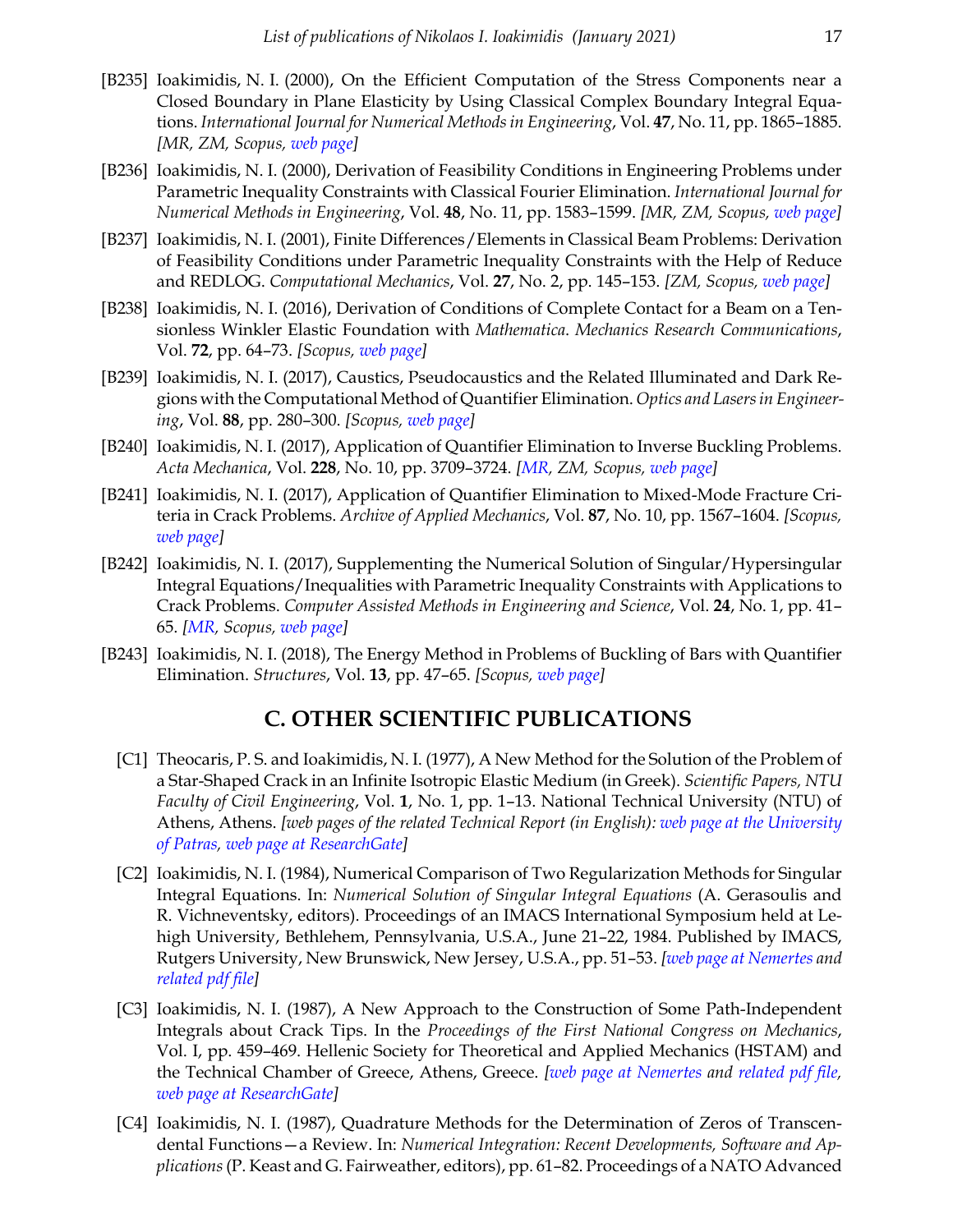[B235] Ioakimidis, N. I. (2000), On the Efficient Computation of the Stress Components near a Closed Boundary in Plane Elasticity by Using Classical Complex Boundary Integral Equations. *International Journal for Numerical Methods in Engineering*, Vol. **47**, No. 11, pp. 1865–1885. *[MR, ZM, Scopus, web page]*

[B236] Ioakimidis, N. I. (2000), Derivation of Feasibility Conditions in Engineering Problems under Parametric Inequality Constraints with Classical Fourier Elimination. *International Journal for Numerical Methods in Engineering*, Vol. **48**, No. 11, pp. 1583–1599. *[MR, ZM, Scopus, web page]*

[B237] Ioakimidis, N. I. (2001), Finite Differences/Elements in Classical Beam Problems: Derivation of Feasibility Conditions under Parametric Inequality Constraints with the Help of Reduce and REDLOG. *Computational Mechanics*, Vol. **27**, No. 2, pp. 145–153. *[ZM, Scopus, web page]*

[B238] Ioakimidis, N. I. (2016), Derivation of Conditions of Complete Contact for a Beam on a Tensionless Winkler Elastic Foundation with *Mathematica*. *Mechanics Research Communications*, Vol. **72**, pp. 64–73. *[Scopus, web page]*

[B239] Ioakimidis, N. I. (2017), Caustics, Pseudocaustics and the Related Illuminated and Dark Regions with the Computational Method of Quantifier Elimination. *Optics and Lasers in Engineering*, Vol. **88**, pp. 280–300. *[Scopus, web page]*

[B240] Ioakimidis, N. I. (2017), Application of Quantifier Elimination to Inverse Buckling Problems. *Acta Mechanica*, Vol. **228**, No. 10, pp. 3709–3724. *[MR, ZM, Scopus, web page]*

[B241] Ioakimidis, N. I. (2017), Application of Quantifier Elimination to Mixed-Mode Fracture Criteria in Crack Problems. *Archive of Applied Mechanics*, Vol. **87**, No. 10, pp. 1567–1604. *[Scopus, web page]*

[B242] Ioakimidis, N. I. (2017), Supplementing the Numerical Solution of Singular/Hypersingular Integral Equations/Inequalities with Parametric Inequality Constraints with Applications to Crack Problems. *Computer Assisted Methods in Engineering and Science*, Vol. **24**, No. 1, pp. 41–65. *[MR, Scopus, web page]*

[B243] Ioakimidis, N. I. (2018), The Energy Method in Problems of Buckling of Bars with Quantifier Elimination. *Structures*, Vol. **13**, pp. 47–65. *[Scopus, web page]*

## C. OTHER SCIENTIFIC PUBLICATIONS

[C1] Theocaris, P. S. and Ioakimidis, N. I. (1977), A New Method for the Solution of the Problem of a Star-Shaped Crack in an Infinite Isotropic Elastic Medium (in Greek). *Scientific Papers, NTU Faculty of Civil Engineering*, Vol. **1**, No. 1, pp. 1–13. National Technical University (NTU) of Athens, Athens. *[web pages of the related Technical Report (in English): web page at the University of Patras, web page at ResearchGate]*

[C2] Ioakimidis, N. I. (1984), Numerical Comparison of Two Regularization Methods for Singular Integral Equations. In: *Numerical Solution of Singular Integral Equations* (A. Gerasoulis and R. Vichneventsky, editors). Proceedings of an IMACS International Symposium held at Lehigh University, Bethlehem, Pennsylvania, U.S.A., June 21–22, 1984. Published by IMACS, Rutgers University, New Brunswick, New Jersey, U.S.A., pp. 51–53. *[web page at Nemertes and related pdf file]*

[C3] Ioakimidis, N. I. (1987), A New Approach to the Construction of Some Path-Independent Integrals about Crack Tips. In the *Proceedings of the First National Congress on Mechanics*, Vol. I, pp. 459–469. Hellenic Society for Theoretical and Applied Mechanics (HSTAM) and the Technical Chamber of Greece, Athens, Greece. *[web page at Nemertes and related pdf file, web page at ResearchGate]*

[C4] Ioakimidis, N. I. (1987), Quadrature Methods for the Determination of Zeros of Transcendental Functions—a Review. In: *Numerical Integration: Recent Developments, Software and Applications* (P. Keast and G. Fairweather, editors), pp. 61–82. Proceedings of a NATO Advanced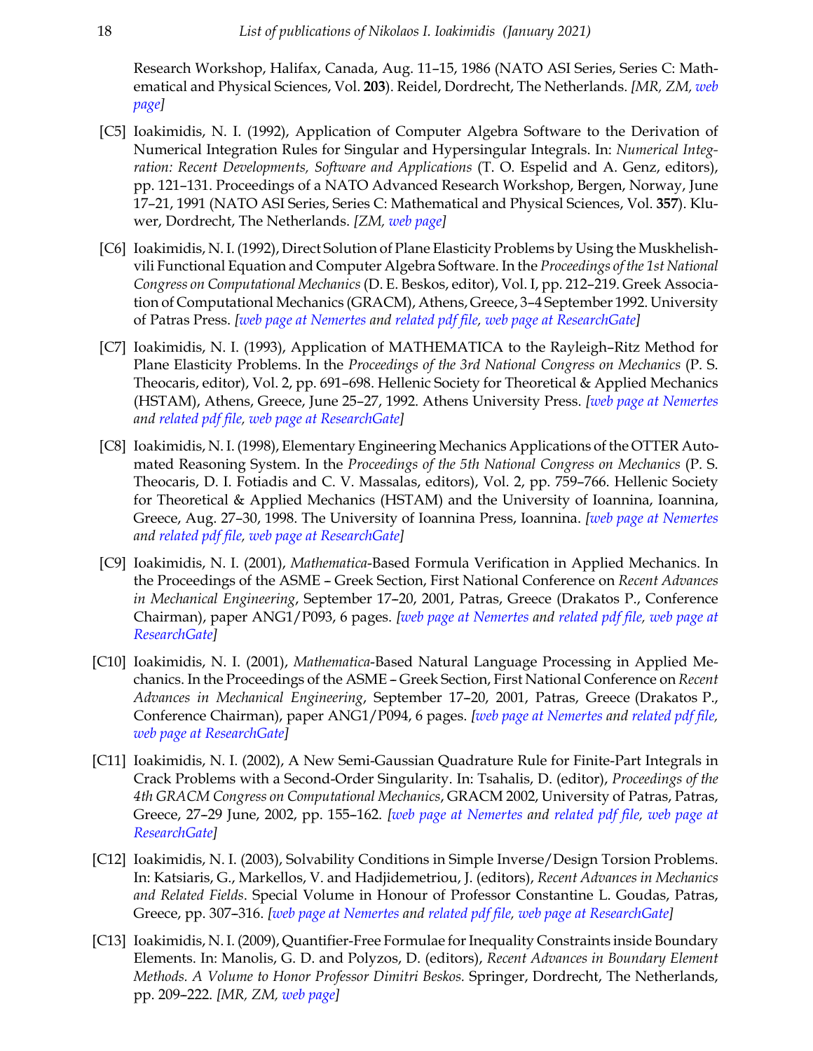Research Workshop, Halifax, Canada, Aug. 11–15, 1986 (NATO ASI Series, Series C: Mathematical and Physical Sciences, Vol. **203**). Reidel, Dordrecht, The Netherlands. *[MR, ZM, web page]*

[C5] Ioakimidis, N. I. (1992), Application of Computer Algebra Software to the Derivation of Numerical Integration Rules for Singular and Hypersingular Integrals. In: *Numerical Integration: Recent Developments, Software and Applications* (T. O. Espelid and A. Genz, editors), pp. 121–131. Proceedings of a NATO Advanced Research Workshop, Bergen, Norway, June 17–21, 1991 (NATO ASI Series, Series C: Mathematical and Physical Sciences, Vol. **357**). Kluwer, Dordrecht, The Netherlands. *[ZM, web page]*

[C6] Ioakimidis, N. I. (1992), Direct Solution of Plane Elasticity Problems by Using the Muskhelishvili Functional Equation and Computer Algebra Software. In the *Proceedings of the 1st National Congress on Computational Mechanics* (D. E. Beskos, editor), Vol. I, pp. 212–219. Greek Association of Computational Mechanics (GRACM), Athens, Greece, 3–4 September 1992. University of Patras Press. *[web page at Nemertes and related pdf file, web page at ResearchGate]*

[C7] Ioakimidis, N. I. (1993), Application of MATHEMATICA to the Rayleigh–Ritz Method for Plane Elasticity Problems. In the *Proceedings of the 3rd National Congress on Mechanics* (P. S. Theocaris, editor), Vol. 2, pp. 691–698. Hellenic Society for Theoretical & Applied Mechanics (HSTAM), Athens, Greece, June 25–27, 1992. Athens University Press. *[web page at Nemertes and related pdf file, web page at ResearchGate]*

[C8] Ioakimidis, N. I. (1998), Elementary Engineering Mechanics Applications of the OTTER Automated Reasoning System. In the *Proceedings of the 5th National Congress on Mechanics* (P. S. Theocaris, D. I. Fotiadis and C. V. Massalas, editors), Vol. 2, pp. 759–766. Hellenic Society for Theoretical & Applied Mechanics (HSTAM) and the University of Ioannina, Ioannina, Greece, Aug. 27–30, 1998. The University of Ioannina Press, Ioannina. *[web page at Nemertes and related pdf file, web page at ResearchGate]*

[C9] Ioakimidis, N. I. (2001), *Mathematica*-Based Formula Verification in Applied Mechanics. In the Proceedings of the ASME – Greek Section, First National Conference on *Recent Advances in Mechanical Engineering*, September 17–20, 2001, Patras, Greece (Drakatos P., Conference Chairman), paper ANG1/P093, 6 pages. *[web page at Nemertes and related pdf file, web page at ResearchGate]*

[C10] Ioakimidis, N. I. (2001), *Mathematica*-Based Natural Language Processing in Applied Mechanics. In the Proceedings of the ASME – Greek Section, First National Conference on *Recent Advances in Mechanical Engineering*, September 17–20, 2001, Patras, Greece (Drakatos P., Conference Chairman), paper ANG1/P094, 6 pages. *[web page at Nemertes and related pdf file, web page at ResearchGate]*

[C11] Ioakimidis, N. I. (2002), A New Semi-Gaussian Quadrature Rule for Finite-Part Integrals in Crack Problems with a Second-Order Singularity. In: Tsahalis, D. (editor), *Proceedings of the 4th GRACM Congress on Computational Mechanics*, GRACM 2002, University of Patras, Patras, Greece, 27–29 June, 2002, pp. 155–162. *[web page at Nemertes and related pdf file, web page at ResearchGate]*

[C12] Ioakimidis, N. I. (2003), Solvability Conditions in Simple Inverse/Design Torsion Problems. In: Katsiaris, G., Markellos, V. and Hadjidemetriou, J. (editors), *Recent Advances in Mechanics and Related Fields*. Special Volume in Honour of Professor Constantine L. Goudas, Patras, Greece, pp. 307–316. *[web page at Nemertes and related pdf file, web page at ResearchGate]*

[C13] Ioakimidis, N. I. (2009), Quantifier-Free Formulae for Inequality Constraints inside Boundary Elements. In: Manolis, G. D. and Polyzos, D. (editors), *Recent Advances in Boundary Element Methods. A Volume to Honor Professor Dimitri Beskos.* Springer, Dordrecht, The Netherlands, pp. 209–222. *[MR, ZM, web page]*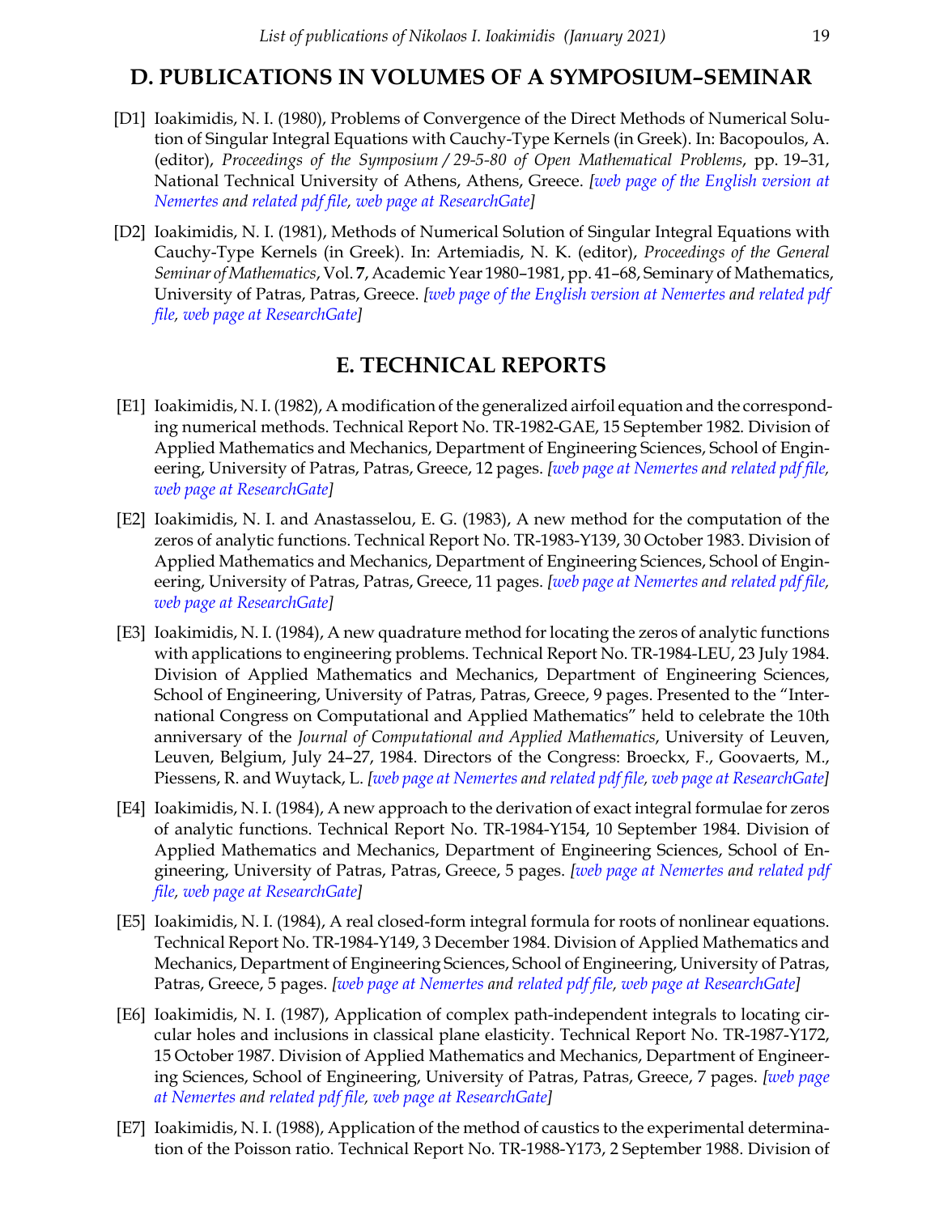## D. PUBLICATIONS IN VOLUMES OF A SYMPOSIUM–SEMINAR

[D1] Ioakimidis, N. I. (1980), Problems of Convergence of the Direct Methods of Numerical Solution of Singular Integral Equations with Cauchy-Type Kernels (in Greek). In: Bacopoulos, A. (editor), *Proceedings of the Symposium / 29-5-80 of Open Mathematical Problems*, pp. 19–31, National Technical University of Athens, Athens, Greece. *[web page of the English version at Nemertes and related pdf file, web page at ResearchGate]*

[D2] Ioakimidis, N. I. (1981), Methods of Numerical Solution of Singular Integral Equations with Cauchy-Type Kernels (in Greek). In: Artemiadis, N. K. (editor), *Proceedings of the General Seminar of Mathematics*, Vol. **7**, Academic Year 1980–1981, pp. 41–68, Seminary of Mathematics, University of Patras, Patras, Greece. *[web page of the English version at Nemertes and related pdf file, web page at ResearchGate]*

## E. TECHNICAL REPORTS

[E1] Ioakimidis, N. I. (1982), A modification of the generalized airfoil equation and the corresponding numerical methods. Technical Report No. TR-1982-GAE, 15 September 1982. Division of Applied Mathematics and Mechanics, Department of Engineering Sciences, School of Engineering, University of Patras, Patras, Greece, 12 pages. *[web page at Nemertes and related pdf file, web page at ResearchGate]*

[E2] Ioakimidis, N. I. and Anastasselou, E. G. (1983), A new method for the computation of the zeros of analytic functions. Technical Report No. TR-1983-Y139, 30 October 1983. Division of Applied Mathematics and Mechanics, Department of Engineering Sciences, School of Engineering, University of Patras, Patras, Greece, 11 pages. *[web page at Nemertes and related pdf file, web page at ResearchGate]*

[E3] Ioakimidis, N. I. (1984), A new quadrature method for locating the zeros of analytic functions with applications to engineering problems. Technical Report No. TR-1984-LEU, 23 July 1984. Division of Applied Mathematics and Mechanics, Department of Engineering Sciences, School of Engineering, University of Patras, Patras, Greece, 9 pages. Presented to the "International Congress on Computational and Applied Mathematics" held to celebrate the 10th anniversary of the *Journal of Computational and Applied Mathematics*, University of Leuven, Leuven, Belgium, July 24–27, 1984. Directors of the Congress: Broeckx, F., Goovaerts, M., Piessens, R. and Wuytack, L. *[web page at Nemertes and related pdf file, web page at ResearchGate]*

[E4] Ioakimidis, N. I. (1984), A new approach to the derivation of exact integral formulae for zeros of analytic functions. Technical Report No. TR-1984-Y154, 10 September 1984. Division of Applied Mathematics and Mechanics, Department of Engineering Sciences, School of Engineering, University of Patras, Patras, Greece, 5 pages. *[web page at Nemertes and related pdf file, web page at ResearchGate]*

[E5] Ioakimidis, N. I. (1984), A real closed-form integral formula for roots of nonlinear equations. Technical Report No. TR-1984-Y149, 3 December 1984. Division of Applied Mathematics and Mechanics, Department of Engineering Sciences, School of Engineering, University of Patras, Patras, Greece, 5 pages. *[web page at Nemertes and related pdf file, web page at ResearchGate]*

[E6] Ioakimidis, N. I. (1987), Application of complex path-independent integrals to locating circular holes and inclusions in classical plane elasticity. Technical Report No. TR-1987-Y172, 15 October 1987. Division of Applied Mathematics and Mechanics, Department of Engineering Sciences, School of Engineering, University of Patras, Patras, Greece, 7 pages. *[web page at Nemertes and related pdf file, web page at ResearchGate]*

[E7] Ioakimidis, N. I. (1988), Application of the method of caustics to the experimental determination of the Poisson ratio. Technical Report No. TR-1988-Y173, 2 September 1988. Division of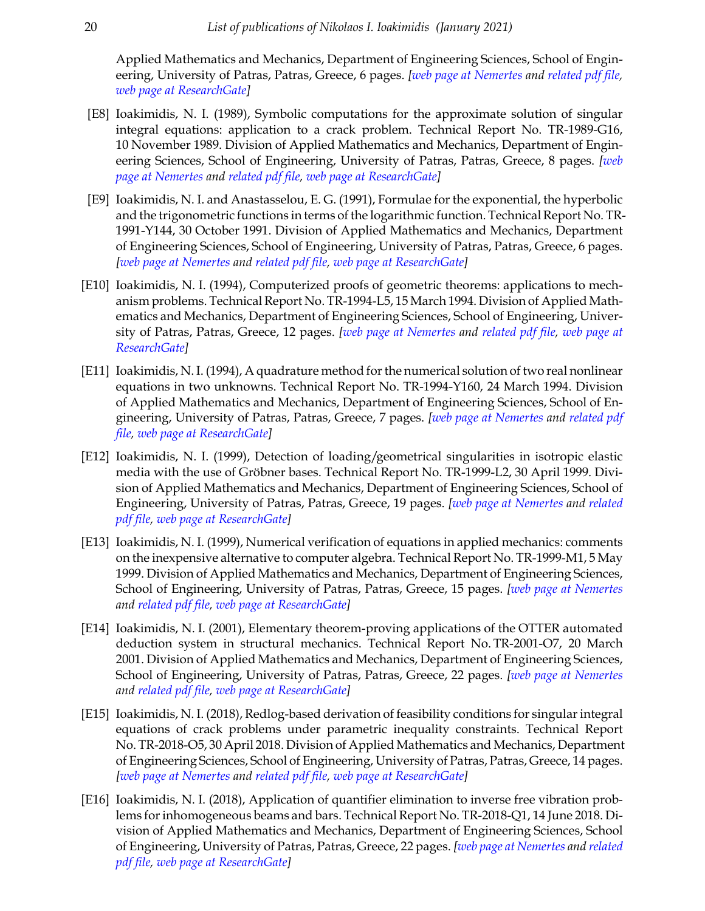Applied Mathematics and Mechanics, Department of Engineering Sciences, School of Engineering, University of Patras, Patras, Greece, 6 pages. *[web page at Nemertes and related pdf file, web page at ResearchGate]*

[E8] Ioakimidis, N. I. (1989), Symbolic computations for the approximate solution of singular integral equations: application to a crack problem. Technical Report No. TR-1989-G16, 10 November 1989. Division of Applied Mathematics and Mechanics, Department of Engineering Sciences, School of Engineering, University of Patras, Patras, Greece, 8 pages. *[web page at Nemertes and related pdf file, web page at ResearchGate]*

[E9] Ioakimidis, N. I. and Anastasselou, E. G. (1991), Formulae for the exponential, the hyperbolic and the trigonometric functions in terms of the logarithmic function. Technical Report No. TR-1991-Y144, 30 October 1991. Division of Applied Mathematics and Mechanics, Department of Engineering Sciences, School of Engineering, University of Patras, Patras, Greece, 6 pages. *[web page at Nemertes and related pdf file, web page at ResearchGate]*

[E10] Ioakimidis, N. I. (1994), Computerized proofs of geometric theorems: applications to mechanism problems. Technical Report No. TR-1994-L5, 15 March 1994. Division of Applied Mathematics and Mechanics, Department of Engineering Sciences, School of Engineering, University of Patras, Patras, Greece, 12 pages. *[web page at Nemertes and related pdf file, web page at ResearchGate]*

[E11] Ioakimidis, N. I. (1994), A quadrature method for the numerical solution of two real nonlinear equations in two unknowns. Technical Report No. TR-1994-Y160, 24 March 1994. Division of Applied Mathematics and Mechanics, Department of Engineering Sciences, School of Engineering, University of Patras, Patras, Greece, 7 pages. *[web page at Nemertes and related pdf file, web page at ResearchGate]*

[E12] Ioakimidis, N. I. (1999), Detection of loading/geometrical singularities in isotropic elastic media with the use of Gröbner bases. Technical Report No. TR-1999-L2, 30 April 1999. Division of Applied Mathematics and Mechanics, Department of Engineering Sciences, School of Engineering, University of Patras, Patras, Greece, 19 pages. *[web page at Nemertes and related pdf file, web page at ResearchGate]*

[E13] Ioakimidis, N. I. (1999), Numerical verification of equations in applied mechanics: comments on the inexpensive alternative to computer algebra. Technical Report No. TR-1999-M1, 5 May 1999. Division of Applied Mathematics and Mechanics, Department of Engineering Sciences, School of Engineering, University of Patras, Patras, Greece, 15 pages. *[web page at Nemertes and related pdf file, web page at ResearchGate]*

[E14] Ioakimidis, N. I. (2001), Elementary theorem-proving applications of the OTTER automated deduction system in structural mechanics. Technical Report No. TR-2001-O7, 20 March 2001. Division of Applied Mathematics and Mechanics, Department of Engineering Sciences, School of Engineering, University of Patras, Patras, Greece, 22 pages. *[web page at Nemertes and related pdf file, web page at ResearchGate]*

[E15] Ioakimidis, N. I. (2018), Redlog-based derivation of feasibility conditions for singular integral equations of crack problems under parametric inequality constraints. Technical Report No. TR-2018-O5, 30 April 2018. Division of Applied Mathematics and Mechanics, Department of Engineering Sciences, School of Engineering, University of Patras, Patras, Greece, 14 pages. *[web page at Nemertes and related pdf file, web page at ResearchGate]*

[E16] Ioakimidis, N. I. (2018), Application of quantifier elimination to inverse free vibration problems for inhomogeneous beams and bars. Technical Report No. TR-2018-Q1, 14 June 2018. Division of Applied Mathematics and Mechanics, Department of Engineering Sciences, School of Engineering, University of Patras, Patras, Greece, 22 pages. *[web page at Nemertes and related pdf file, web page at ResearchGate]*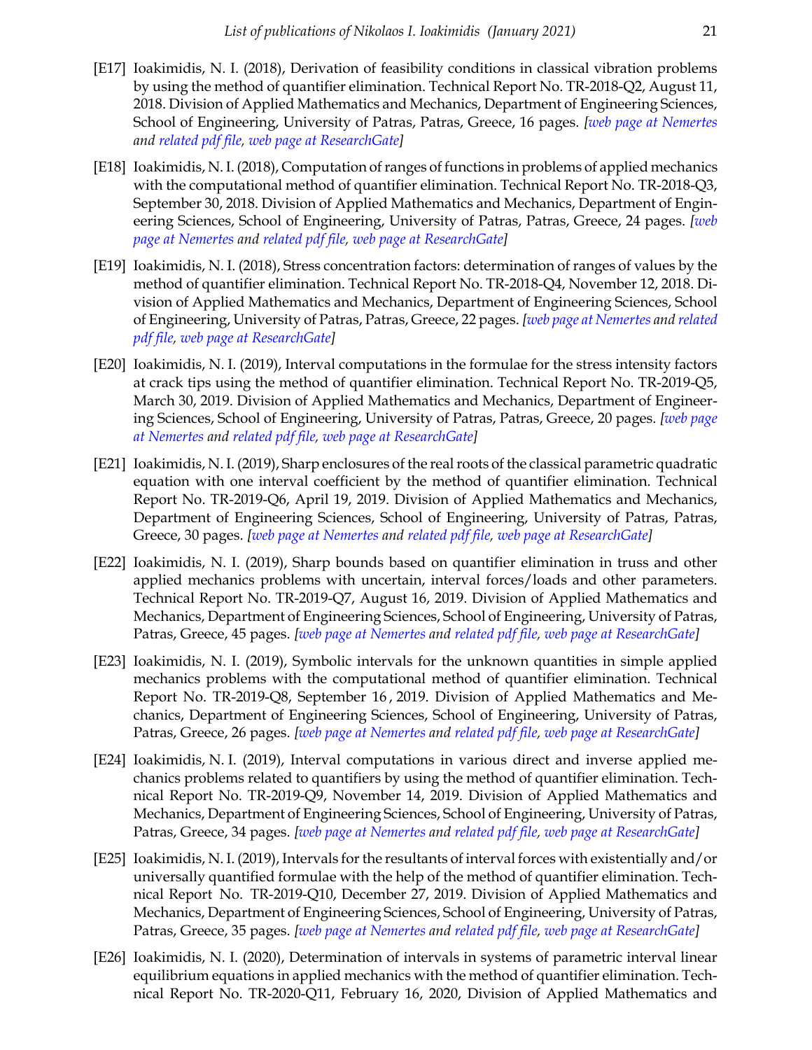[E17] Ioakimidis, N. I. (2018), Derivation of feasibility conditions in classical vibration problems by using the method of quantifier elimination. Technical Report No. TR-2018-Q2, August 11, 2018. Division of Applied Mathematics and Mechanics, Department of Engineering Sciences, School of Engineering, University of Patras, Patras, Greece, 16 pages. *[web page at Nemertes and related pdf file, web page at ResearchGate]*

[E18] Ioakimidis, N. I. (2018), Computation of ranges of functions in problems of applied mechanics with the computational method of quantifier elimination. Technical Report No. TR-2018-Q3, September 30, 2018. Division of Applied Mathematics and Mechanics, Department of Engineering Sciences, School of Engineering, University of Patras, Patras, Greece, 24 pages. *[web page at Nemertes and related pdf file, web page at ResearchGate]*

[E19] Ioakimidis, N. I. (2018), Stress concentration factors: determination of ranges of values by the method of quantifier elimination. Technical Report No. TR-2018-Q4, November 12, 2018. Division of Applied Mathematics and Mechanics, Department of Engineering Sciences, School of Engineering, University of Patras, Patras, Greece, 22 pages. *[web page at Nemertes and related pdf file, web page at ResearchGate]*

[E20] Ioakimidis, N. I. (2019), Interval computations in the formulae for the stress intensity factors at crack tips using the method of quantifier elimination. Technical Report No. TR-2019-Q5, March 30, 2019. Division of Applied Mathematics and Mechanics, Department of Engineering Sciences, School of Engineering, University of Patras, Patras, Greece, 20 pages. *[web page at Nemertes and related pdf file, web page at ResearchGate]*

[E21] Ioakimidis, N. I. (2019), Sharp enclosures of the real roots of the classical parametric quadratic equation with one interval coefficient by the method of quantifier elimination. Technical Report No. TR-2019-Q6, April 19, 2019. Division of Applied Mathematics and Mechanics, Department of Engineering Sciences, School of Engineering, University of Patras, Patras, Greece, 30 pages. *[web page at Nemertes and related pdf file, web page at ResearchGate]*

[E22] Ioakimidis, N. I. (2019), Sharp bounds based on quantifier elimination in truss and other applied mechanics problems with uncertain, interval forces/loads and other parameters. Technical Report No. TR-2019-Q7, August 16, 2019. Division of Applied Mathematics and Mechanics, Department of Engineering Sciences, School of Engineering, University of Patras, Patras, Greece, 45 pages. *[web page at Nemertes and related pdf file, web page at ResearchGate]*

[E23] Ioakimidis, N. I. (2019), Symbolic intervals for the unknown quantities in simple applied mechanics problems with the computational method of quantifier elimination. Technical Report No. TR-2019-Q8, September 16 , 2019. Division of Applied Mathematics and Mechanics, Department of Engineering Sciences, School of Engineering, University of Patras, Patras, Greece, 26 pages. *[web page at Nemertes and related pdf file, web page at ResearchGate]*

[E24] Ioakimidis, N. I. (2019), Interval computations in various direct and inverse applied mechanics problems related to quantifiers by using the method of quantifier elimination. Technical Report No. TR-2019-Q9, November 14, 2019. Division of Applied Mathematics and Mechanics, Department of Engineering Sciences, School of Engineering, University of Patras, Patras, Greece, 34 pages. *[web page at Nemertes and related pdf file, web page at ResearchGate]*

[E25] Ioakimidis, N. I. (2019), Intervals for the resultants of interval forces with existentially and/or universally quantified formulae with the help of the method of quantifier elimination. Technical Report No. TR-2019-Q10, December 27, 2019. Division of Applied Mathematics and Mechanics, Department of Engineering Sciences, School of Engineering, University of Patras, Patras, Greece, 35 pages. *[web page at Nemertes and related pdf file, web page at ResearchGate]*

[E26] Ioakimidis, N. I. (2020), Determination of intervals in systems of parametric interval linear equilibrium equations in applied mechanics with the method of quantifier elimination. Technical Report No. TR-2020-Q11, February 16, 2020, Division of Applied Mathematics and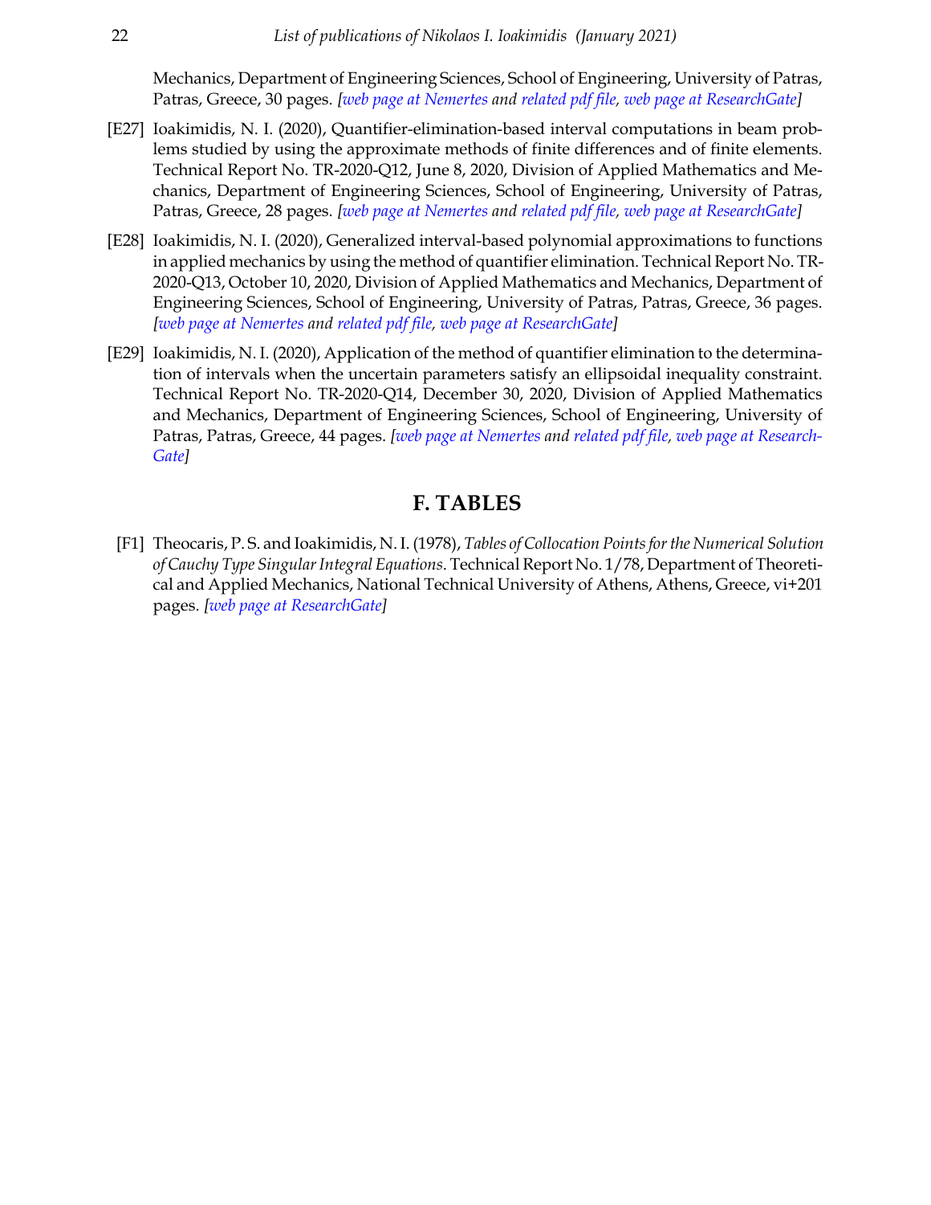Mechanics, Department of Engineering Sciences, School of Engineering, University of Patras, Patras, Greece, 30 pages. *[web page at Nemertes and related pdf file, web page at ResearchGate]*

[E27] Ioakimidis, N. I. (2020), Quantifier-elimination-based interval computations in beam problems studied by using the approximate methods of finite differences and of finite elements. Technical Report No. TR-2020-Q12, June 8, 2020, Division of Applied Mathematics and Mechanics, Department of Engineering Sciences, School of Engineering, University of Patras, Patras, Greece, 28 pages. *[web page at Nemertes and related pdf file, web page at ResearchGate]*

[E28] Ioakimidis, N. I. (2020), Generalized interval-based polynomial approximations to functions in applied mechanics by using the method of quantifier elimination. Technical Report No. TR-2020-Q13, October 10, 2020, Division of Applied Mathematics and Mechanics, Department of Engineering Sciences, School of Engineering, University of Patras, Patras, Greece, 36 pages. *[web page at Nemertes and related pdf file, web page at ResearchGate]*

[E29] Ioakimidis, N. I. (2020), Application of the method of quantifier elimination to the determination of intervals when the uncertain parameters satisfy an ellipsoidal inequality constraint. Technical Report No. TR-2020-Q14, December 30, 2020, Division of Applied Mathematics and Mechanics, Department of Engineering Sciences, School of Engineering, University of Patras, Patras, Greece, 44 pages. *[web page at Nemertes and related pdf file, web page at ResearchGate]*

## F. TABLES

[F1] Theocaris, P. S. and Ioakimidis, N. I. (1978), *Tables of Collocation Points for the Numerical Solution of Cauchy Type Singular Integral Equations*. Technical Report No. 1/78, Department of Theoretical and Applied Mechanics, National Technical University of Athens, Athens, Greece, vi+201 pages. *[web page at ResearchGate]*